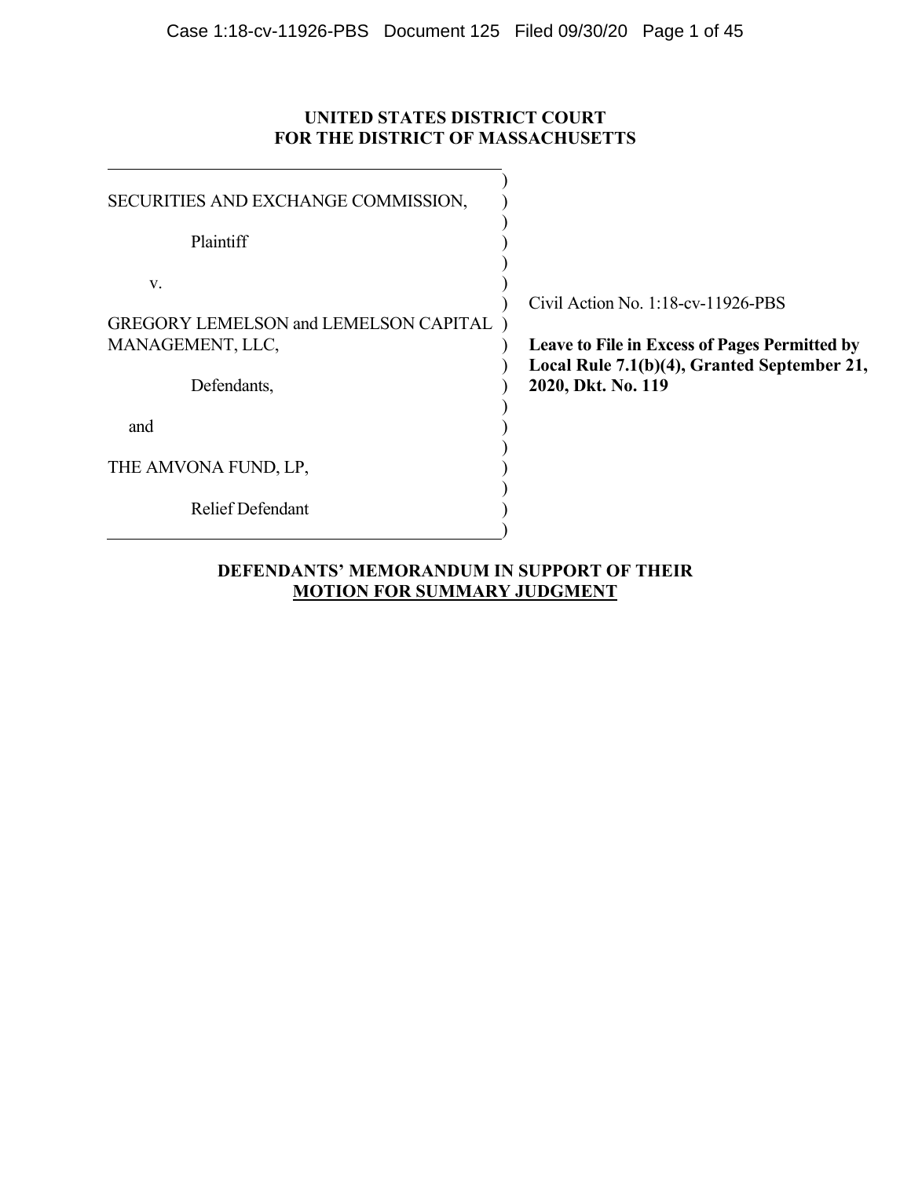**UNITED STATES DISTRICT COURT**
**FOR THE DISTRICT OF MASSACHUSETTS**

SECURITIES AND EXCHANGE COMMISSION,

Plaintiff

v.

GREGORY LEMELSON and LEMELSON CAPITAL MANAGEMENT, LLC,

Defendants,

and

THE AMVONA FUND, LP,

Relief Defendant

Civil Action No. 1:18-cv-11926-PBS

**Leave to File in Excess of Pages Permitted by Local Rule 7.1(b)(4), Granted September 21, 2020, Dkt. No. 119**

**DEFENDANTS' MEMORANDUM IN SUPPORT OF THEIR MOTION FOR SUMMARY JUDGMENT**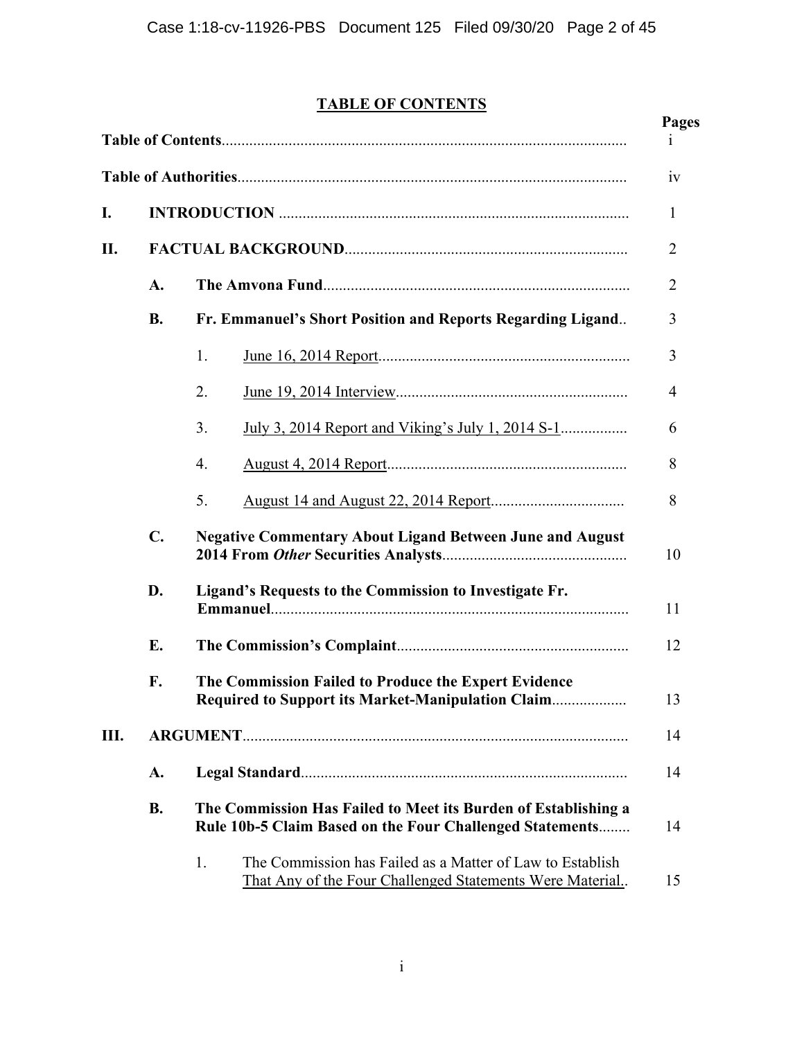**TABLE OF CONTENTS**

| | | | | Pages |
|---|---|---|---|---|
| **Table of Contents** | | | | i |
| **Table of Authorities** | | | | iv |
| **I.** | **INTRODUCTION** | | | 1 |
| **II.** | **FACTUAL BACKGROUND** | | | 2 |
| | **A.** | **The Amvona Fund** | | 2 |
| | **B.** | **Fr. Emmanuel's Short Position and Reports Regarding Ligand** | | 3 |
| | | 1. | June 16, 2014 Report | 3 |
| | | 2. | June 19, 2014 Interview | 4 |
| | | 3. | July 3, 2014 Report and Viking's July 1, 2014 S-1 | 6 |
| | | 4. | August 4, 2014 Report | 8 |
| | | 5. | August 14 and August 22, 2014 Report | 8 |
| | **C.** | **Negative Commentary About Ligand Between June and August 2014 From *Other* Securities Analysts** | | 10 |
| | **D.** | **Ligand's Requests to the Commission to Investigate Fr. Emmanuel** | | 11 |
| | **E.** | **The Commission's Complaint** | | 12 |
| | **F.** | **The Commission Failed to Produce the Expert Evidence Required to Support its Market-Manipulation Claim** | | 13 |
| **III.** | **ARGUMENT** | | | 14 |
| | **A.** | **Legal Standard** | | 14 |
| | **B.** | **The Commission Has Failed to Meet its Burden of Establishing a Rule 10b-5 Claim Based on the Four Challenged Statements** | | 14 |
| | | 1. | The Commission has Failed as a Matter of Law to Establish That Any of the Four Challenged Statements Were Material. | 15 |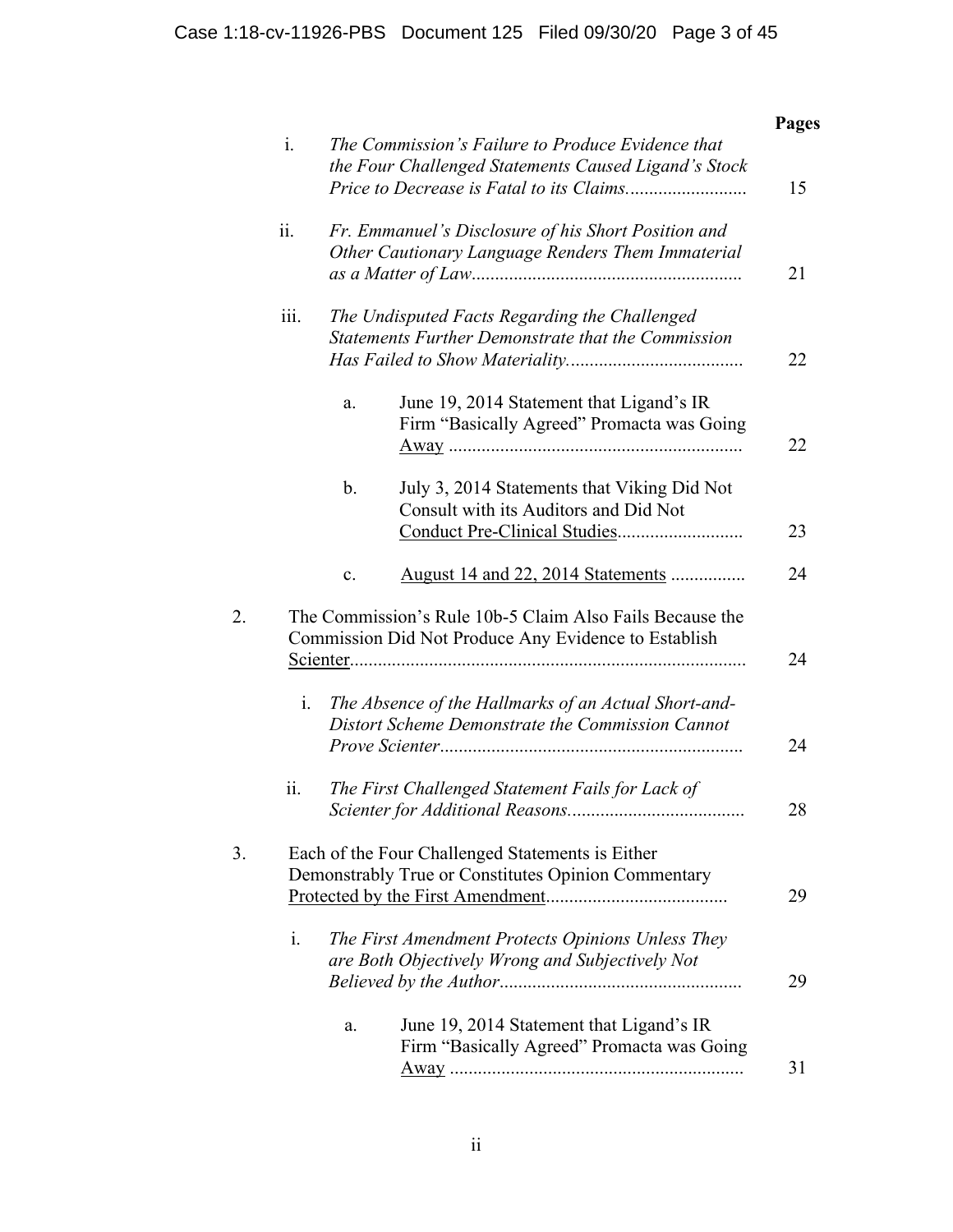| | Pages |
|---|---|
| i. *The Commission's Failure to Produce Evidence that the Four Challenged Statements Caused Ligand's Stock Price to Decrease is Fatal to its Claims.* | 15 |
| ii. *Fr. Emmanuel's Disclosure of his Short Position and Other Cautionary Language Renders Them Immaterial as a Matter of Law* | 21 |
| iii. *The Undisputed Facts Regarding the Challenged Statements Further Demonstrate that the Commission Has Failed to Show Materiality.* | 22 |
| a. June 19, 2014 Statement that Ligand's IR Firm "Basically Agreed" Promacta was Going Away | 22 |
| b. July 3, 2014 Statements that Viking Did Not Consult with its Auditors and Did Not Conduct Pre-Clinical Studies | 23 |
| c. August 14 and 22, 2014 Statements | 24 |
| 2. The Commission's Rule 10b-5 Claim Also Fails Because the Commission Did Not Produce Any Evidence to Establish Scienter | 24 |
| i. *The Absence of the Hallmarks of an Actual Short-and-Distort Scheme Demonstrate the Commission Cannot Prove Scienter* | 24 |
| ii. *The First Challenged Statement Fails for Lack of Scienter for Additional Reasons.* | 28 |
| 3. Each of the Four Challenged Statements is Either Demonstrably True or Constitutes Opinion Commentary Protected by the First Amendment | 29 |
| i. *The First Amendment Protects Opinions Unless They are Both Objectively Wrong and Subjectively Not Believed by the Author* | 29 |
| a. June 19, 2014 Statement that Ligand's IR Firm "Basically Agreed" Promacta was Going Away | 31 |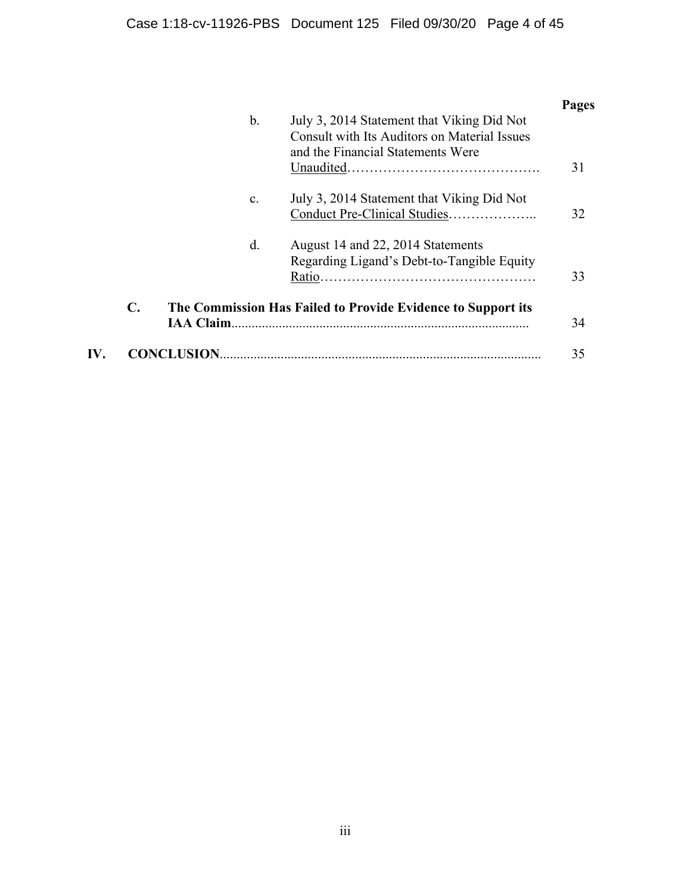| | | Pages |
|---|---|---|
| b. | July 3, 2014 Statement that Viking Did Not Consult with Its Auditors on Material Issues and the Financial Statements Were Unaudited | 31 |
| c. | July 3, 2014 Statement that Viking Did Not Conduct Pre-Clinical Studies | 32 |
| d. | August 14 and 22, 2014 Statements Regarding Ligand's Debt-to-Tangible Equity Ratio | 33 |
| **C.** | **The Commission Has Failed to Provide Evidence to Support its IAA Claim** | 34 |
| **IV.** | **CONCLUSION** | 35 |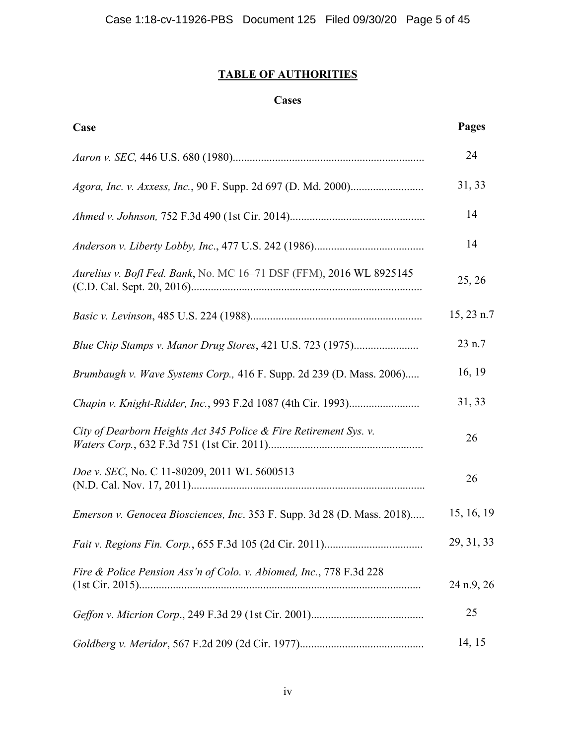# TABLE OF AUTHORITIES

## Cases

| Case | Pages |
|---|---|
| *Aaron v. SEC,* 446 U.S. 680 (1980) | 24 |
| *Agora, Inc. v. Axxess, Inc.*, 90 F. Supp. 2d 697 (D. Md. 2000) | 31, 33 |
| *Ahmed v. Johnson,* 752 F.3d 490 (1st Cir. 2014) | 14 |
| *Anderson v. Liberty Lobby, Inc*., 477 U.S. 242 (1986) | 14 |
| *Aurelius v. Bofl Fed. Bank*, No. MC 16–71 DSF (FFM), 2016 WL 8925145 (C.D. Cal. Sept. 20, 2016) | 25, 26 |
| *Basic v. Levinson*, 485 U.S. 224 (1988) | 15, 23 n.7 |
| *Blue Chip Stamps v. Manor Drug Stores*, 421 U.S. 723 (1975) | 23 n.7 |
| *Brumbaugh v. Wave Systems Corp.,* 416 F. Supp. 2d 239 (D. Mass. 2006) | 16, 19 |
| *Chapin v. Knight-Ridder, Inc.*, 993 F.2d 1087 (4th Cir. 1993) | 31, 33 |
| *City of Dearborn Heights Act 345 Police & Fire Retirement Sys. v. Waters Corp.*, 632 F.3d 751 (1st Cir. 2011) | 26 |
| *Doe v. SEC*, No. C 11-80209, 2011 WL 5600513 (N.D. Cal. Nov. 17, 2011) | 26 |
| *Emerson v. Genocea Biosciences, Inc*. 353 F. Supp. 3d 28 (D. Mass. 2018) | 15, 16, 19 |
| *Fait v. Regions Fin. Corp.*, 655 F.3d 105 (2d Cir. 2011) | 29, 31, 33 |
| *Fire & Police Pension Ass'n of Colo. v. Abiomed, Inc.*, 778 F.3d 228 (1st Cir. 2015) | 24 n.9, 26 |
| *Geffon v. Micrion Corp*., 249 F.3d 29 (1st Cir. 2001) | 25 |
| *Goldberg v. Meridor*, 567 F.2d 209 (2d Cir. 1977) | 14, 15 |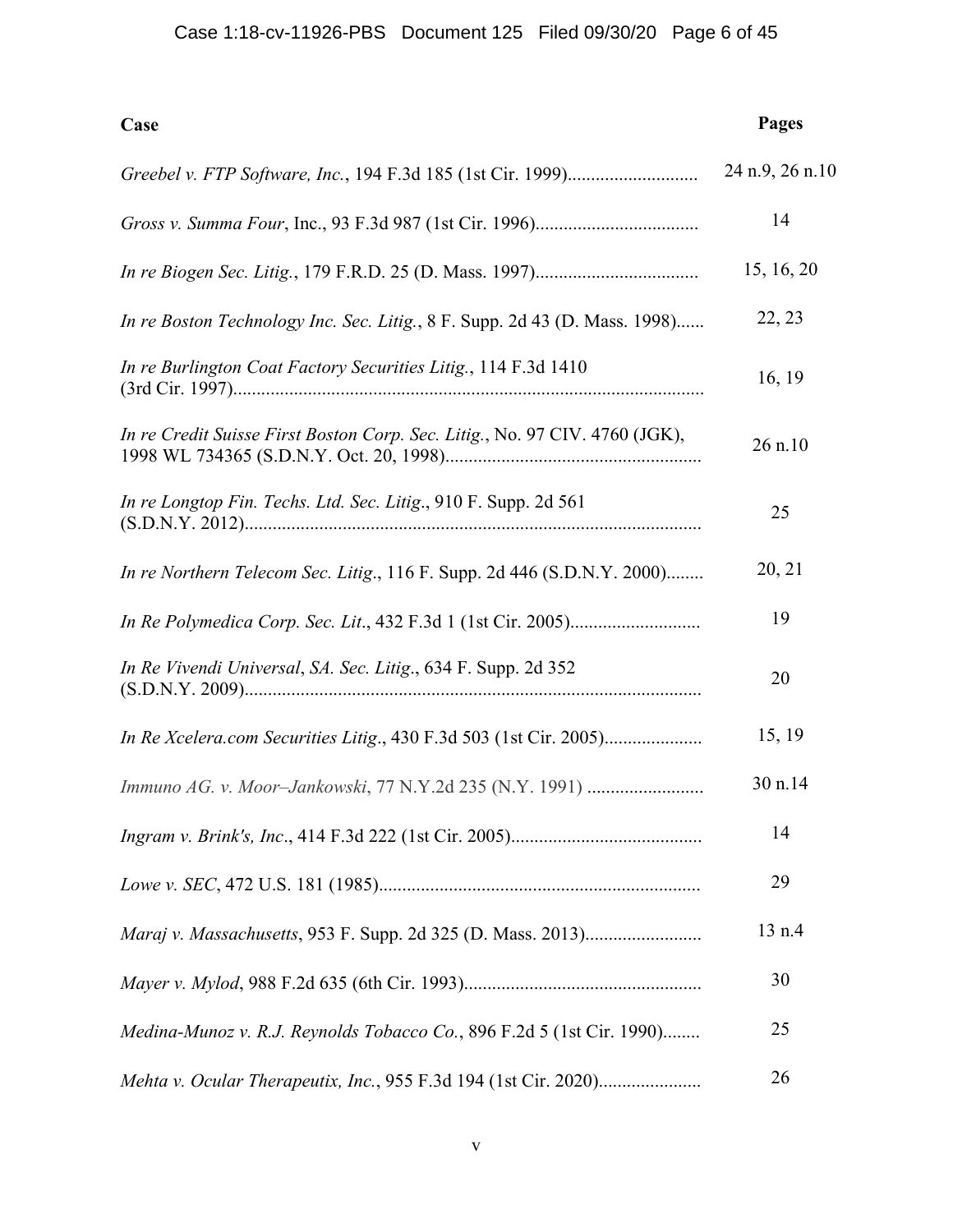| Case | Pages |
|---|---|
| *Greebel v. FTP Software, Inc.*, 194 F.3d 185 (1st Cir. 1999)............................ | 24 n.9, 26 n.10 |
| *Gross v. Summa Four*, Inc., 93 F.3d 987 (1st Cir. 1996).................................. | 14 |
| *In re Biogen Sec. Litig.*, 179 F.R.D. 25 (D. Mass. 1997).................................. | 15, 16, 20 |
| *In re Boston Technology Inc. Sec. Litig.*, 8 F. Supp. 2d 43 (D. Mass. 1998)...... | 22, 23 |
| *In re Burlington Coat Factory Securities Litig.*, 114 F.3d 1410 (3rd Cir. 1997).................................................................................................... | 16, 19 |
| *In re Credit Suisse First Boston Corp. Sec. Litig.*, No. 97 CIV. 4760 (JGK), 1998 WL 734365 (S.D.N.Y. Oct. 20, 1998)...................................................... | 26 n.10 |
| *In re Longtop Fin. Techs. Ltd. Sec. Litig*., 910 F. Supp. 2d 561 (S.D.N.Y. 2012)................................................................................................. | 25 |
| *In re Northern Telecom Sec. Litig*., 116 F. Supp. 2d 446 (S.D.N.Y. 2000)........ | 20, 21 |
| *In Re Polymedica Corp. Sec. Lit*., 432 F.3d 1 (1st Cir. 2005)............................ | 19 |
| *In Re Vivendi Universal*, *SA. Sec. Litig*., 634 F. Supp. 2d 352 (S.D.N.Y. 2009)................................................................................................. | 20 |
| *In Re Xcelera.com Securities Litig*., 430 F.3d 503 (1st Cir. 2005)..................... | 15, 19 |
| *Immuno AG. v. Moor–Jankowski*, 77 N.Y.2d 235 (N.Y. 1991) ........................ | 30 n.14 |
| *Ingram v. Brink's, Inc*., 414 F.3d 222 (1st Cir. 2005)......................................... | 14 |
| *Lowe v. SEC*, 472 U.S. 181 (1985).................................................................... | 29 |
| *Maraj v. Massachusetts*, 953 F. Supp. 2d 325 (D. Mass. 2013)......................... | 13 n.4 |
| *Mayer v. Mylod*, 988 F.2d 635 (6th Cir. 1993).................................................. | 30 |
| *Medina-Munoz v. R.J. Reynolds Tobacco Co.*, 896 F.2d 5 (1st Cir. 1990)........ | 25 |
| *Mehta v. Ocular Therapeutix, Inc.*, 955 F.3d 194 (1st Cir. 2020)...................... | 26 |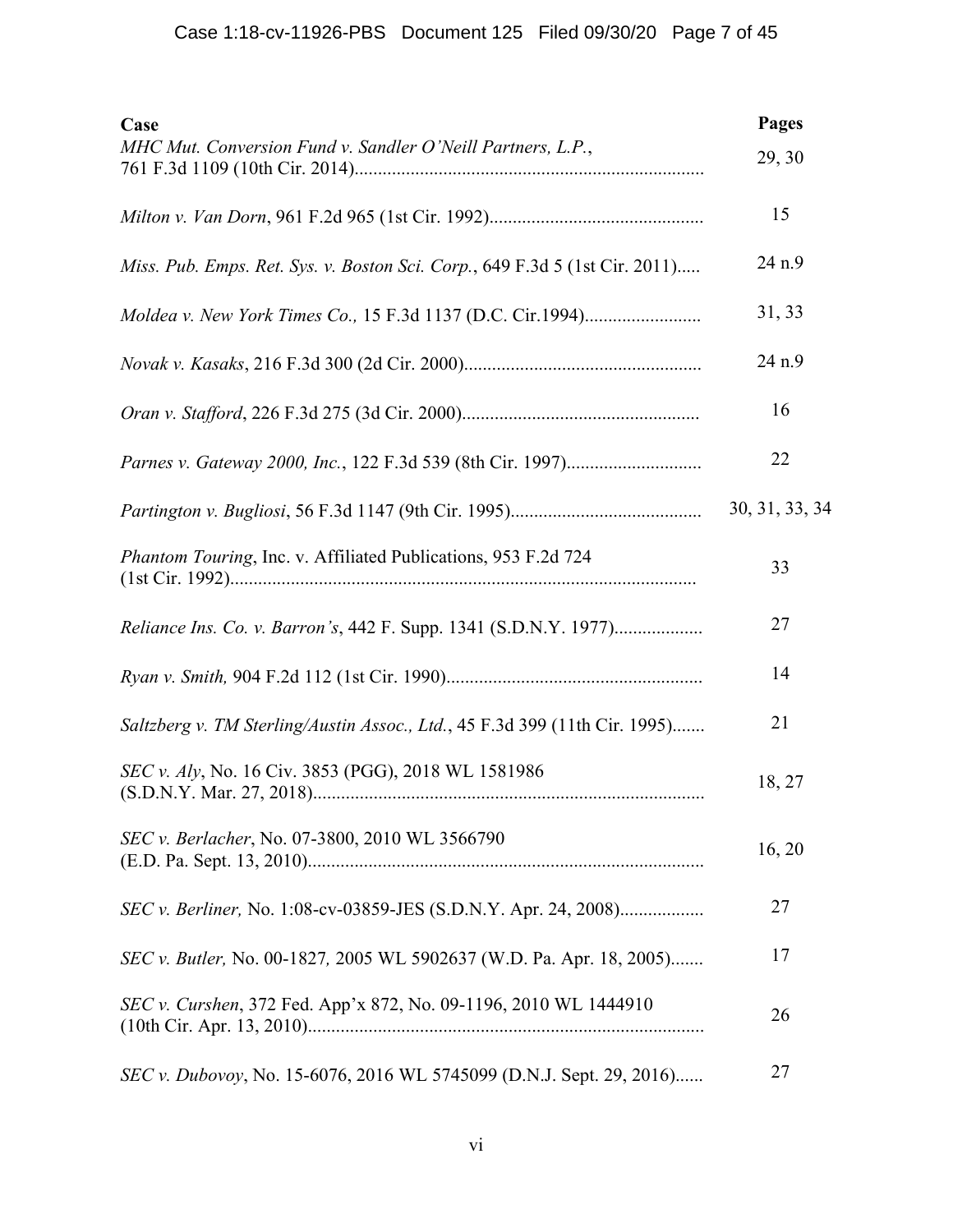| Case | Pages |
|---|---|
| *MHC Mut. Conversion Fund v. Sandler O'Neill Partners, L.P.*, 761 F.3d 1109 (10th Cir. 2014) | 29, 30 |
| *Milton v. Van Dorn*, 961 F.2d 965 (1st Cir. 1992) | 15 |
| *Miss. Pub. Emps. Ret. Sys. v. Boston Sci. Corp.*, 649 F.3d 5 (1st Cir. 2011) | 24 n.9 |
| *Moldea v. New York Times Co.,* 15 F.3d 1137 (D.C. Cir.1994) | 31, 33 |
| *Novak v. Kasaks*, 216 F.3d 300 (2d Cir. 2000) | 24 n.9 |
| *Oran v. Stafford*, 226 F.3d 275 (3d Cir. 2000) | 16 |
| *Parnes v. Gateway 2000, Inc.*, 122 F.3d 539 (8th Cir. 1997) | 22 |
| *Partington v. Bugliosi*, 56 F.3d 1147 (9th Cir. 1995) | 30, 31, 33, 34 |
| *Phantom Touring*, Inc. v. Affiliated Publications, 953 F.2d 724 (1st Cir. 1992) | 33 |
| *Reliance Ins. Co. v. Barron's*, 442 F. Supp. 1341 (S.D.N.Y. 1977) | 27 |
| *Ryan v. Smith,* 904 F.2d 112 (1st Cir. 1990) | 14 |
| *Saltzberg v. TM Sterling/Austin Assoc., Ltd.*, 45 F.3d 399 (11th Cir. 1995) | 21 |
| *SEC v. Aly*, No. 16 Civ. 3853 (PGG), 2018 WL 1581986 (S.D.N.Y. Mar. 27, 2018) | 18, 27 |
| *SEC v. Berlacher*, No. 07-3800, 2010 WL 3566790 (E.D. Pa. Sept. 13, 2010) | 16, 20 |
| *SEC v. Berliner,* No. 1:08-cv-03859-JES (S.D.N.Y. Apr. 24, 2008) | 27 |
| *SEC v. Butler,* No. 00-1827*,* 2005 WL 5902637 (W.D. Pa. Apr. 18, 2005) | 17 |
| *SEC v. Curshen*, 372 Fed. App'x 872, No. 09-1196, 2010 WL 1444910 (10th Cir. Apr. 13, 2010) | 26 |
| *SEC v. Dubovoy*, No. 15-6076, 2016 WL 5745099 (D.N.J. Sept. 29, 2016) | 27 |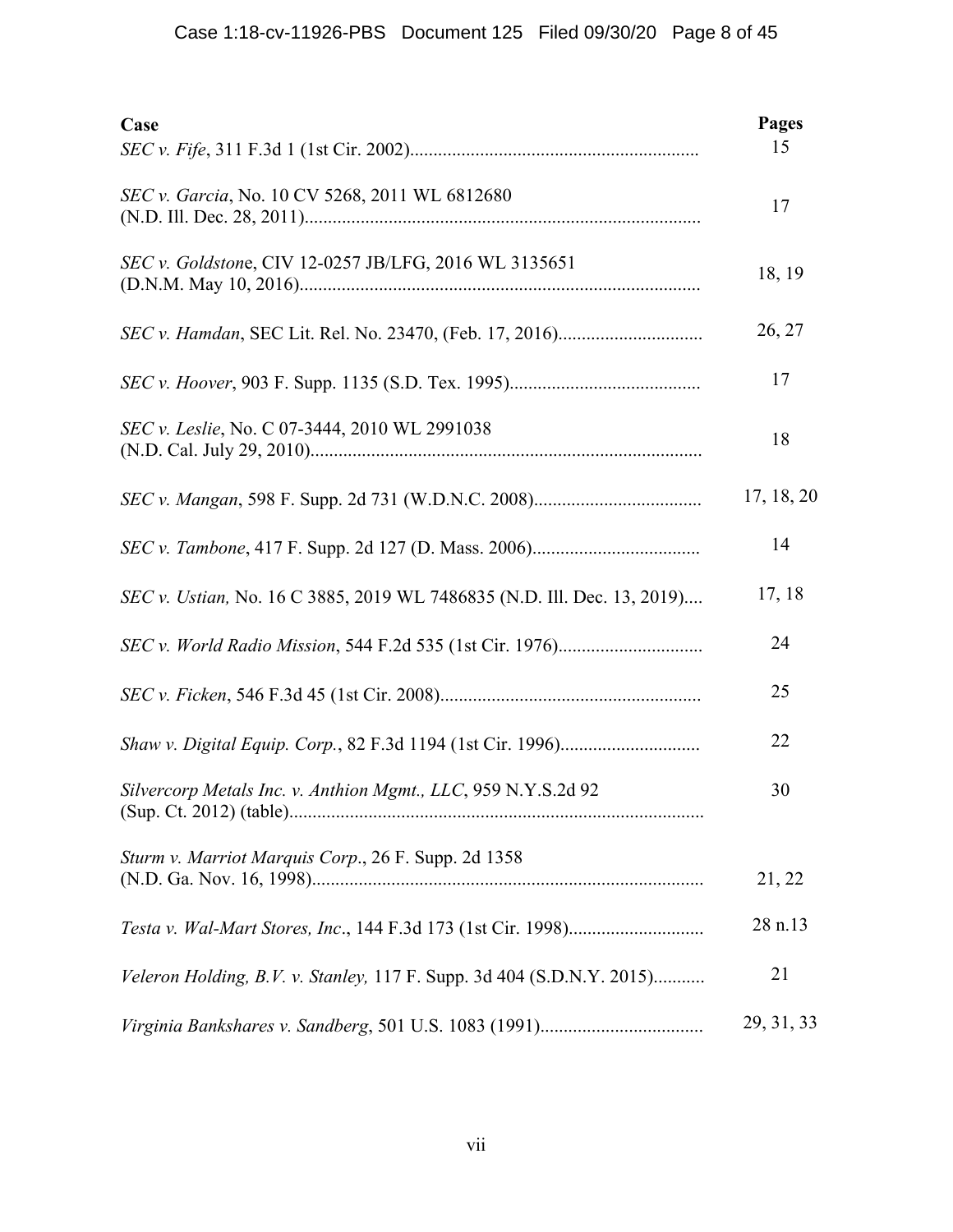| Case | Pages |
|---|---|
| *SEC v. Fife*, 311 F.3d 1 (1st Cir. 2002)............................................................. | 15 |
| *SEC v. Garcia*, No. 10 CV 5268, 2011 WL 6812680 (N.D. Ill. Dec. 28, 2011).................................................................................... | 17 |
| *SEC v. Goldstone*, CIV 12-0257 JB/LFG, 2016 WL 3135651 (D.N.M. May 10, 2016)..................................................................................... | 18, 19 |
| *SEC v. Hamdan*, SEC Lit. Rel. No. 23470, (Feb. 17, 2016)............................... | 26, 27 |
| *SEC v. Hoover*, 903 F. Supp. 1135 (S.D. Tex. 1995)......................................... | 17 |
| *SEC v. Leslie*, No. C 07-3444, 2010 WL 2991038 (N.D. Cal. July 29, 2010)................................................................................... | 18 |
| *SEC v. Mangan*, 598 F. Supp. 2d 731 (W.D.N.C. 2008).................................... | 17, 18, 20 |
| *SEC v. Tambone*, 417 F. Supp. 2d 127 (D. Mass. 2006).................................... | 14 |
| *SEC v. Ustian,* No. 16 C 3885, 2019 WL 7486835 (N.D. Ill. Dec. 13, 2019).... | 17, 18 |
| *SEC v. World Radio Mission*, 544 F.2d 535 (1st Cir. 1976)............................... | 24 |
| *SEC v. Ficken*, 546 F.3d 45 (1st Cir. 2008)........................................................ | 25 |
| *Shaw v. Digital Equip. Corp.*, 82 F.3d 1194 (1st Cir. 1996).............................. | 22 |
| *Silvercorp Metals Inc. v. Anthion Mgmt., LLC*, 959 N.Y.S.2d 92 (Sup. Ct. 2012) (table)......................................................................................... | 30 |
| *Sturm v. Marriot Marquis Corp*., 26 F. Supp. 2d 1358 (N.D. Ga. Nov. 16, 1998)................................................................................... | 21, 22 |
| *Testa v. Wal-Mart Stores, Inc*., 144 F.3d 173 (1st Cir. 1998)............................ | 28 n.13 |
| *Veleron Holding, B.V. v. Stanley,* 117 F. Supp. 3d 404 (S.D.N.Y. 2015)........... | 21 |
| *Virginia Bankshares v. Sandberg*, 501 U.S. 1083 (1991).................................. | 29, 31, 33 |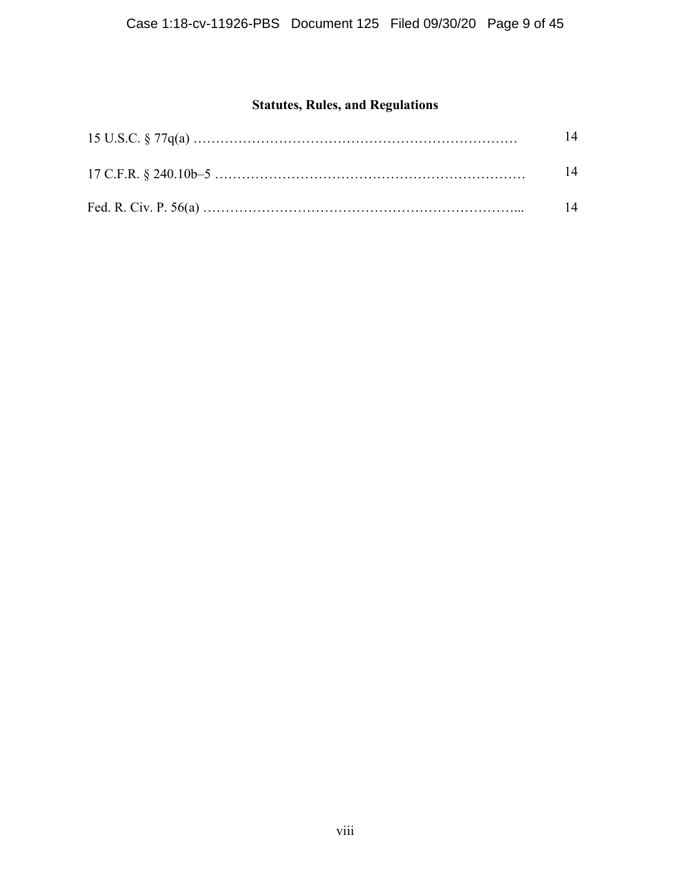## Statutes, Rules, and Regulations

15 U.S.C. § 77q(a) ……………………………………………………………… 14

17 C.F.R. § 240.10b–5 …………………………………………………………… 14

Fed. R. Civ. P. 56(a) ……………………………………………………………... 14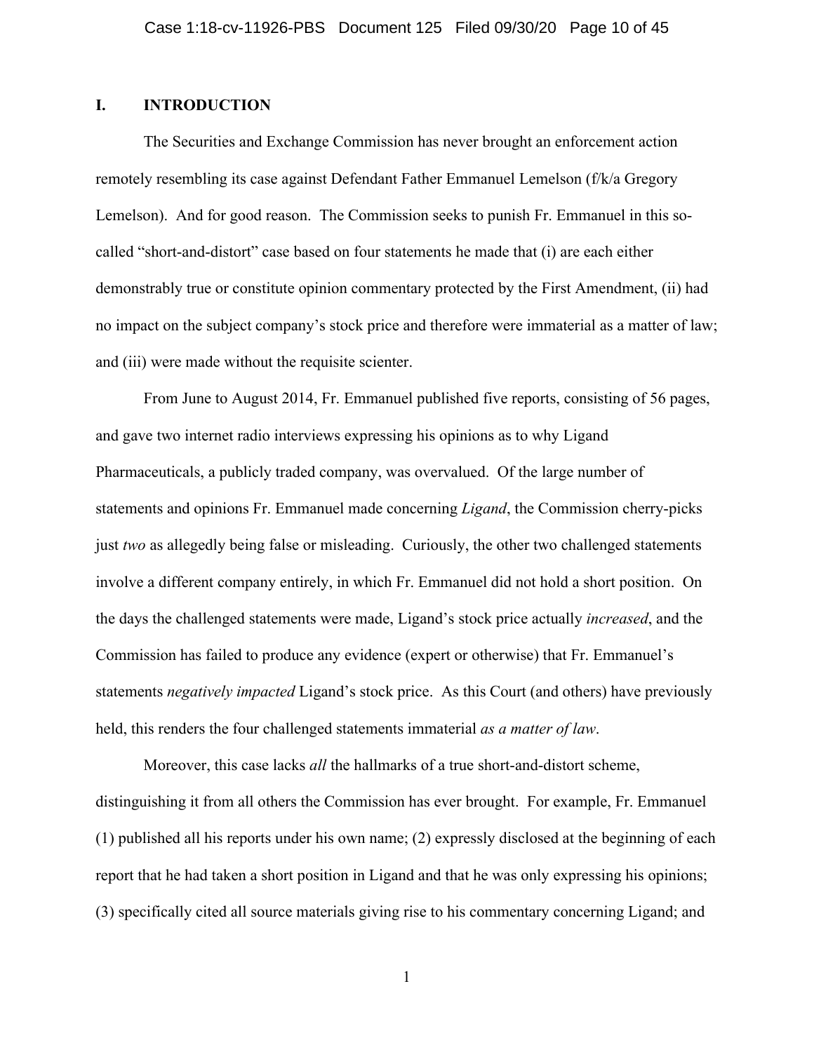## I. INTRODUCTION

The Securities and Exchange Commission has never brought an enforcement action remotely resembling its case against Defendant Father Emmanuel Lemelson (f/k/a Gregory Lemelson). And for good reason. The Commission seeks to punish Fr. Emmanuel in this so-called "short-and-distort" case based on four statements he made that (i) are each either demonstrably true or constitute opinion commentary protected by the First Amendment, (ii) had no impact on the subject company's stock price and therefore were immaterial as a matter of law; and (iii) were made without the requisite scienter.

From June to August 2014, Fr. Emmanuel published five reports, consisting of 56 pages, and gave two internet radio interviews expressing his opinions as to why Ligand Pharmaceuticals, a publicly traded company, was overvalued. Of the large number of statements and opinions Fr. Emmanuel made concerning *Ligand*, the Commission cherry-picks just *two* as allegedly being false or misleading. Curiously, the other two challenged statements involve a different company entirely, in which Fr. Emmanuel did not hold a short position. On the days the challenged statements were made, Ligand's stock price actually *increased*, and the Commission has failed to produce any evidence (expert or otherwise) that Fr. Emmanuel's statements *negatively impacted* Ligand's stock price. As this Court (and others) have previously held, this renders the four challenged statements immaterial *as a matter of law*.

Moreover, this case lacks *all* the hallmarks of a true short-and-distort scheme, distinguishing it from all others the Commission has ever brought. For example, Fr. Emmanuel (1) published all his reports under his own name; (2) expressly disclosed at the beginning of each report that he had taken a short position in Ligand and that he was only expressing his opinions; (3) specifically cited all source materials giving rise to his commentary concerning Ligand; and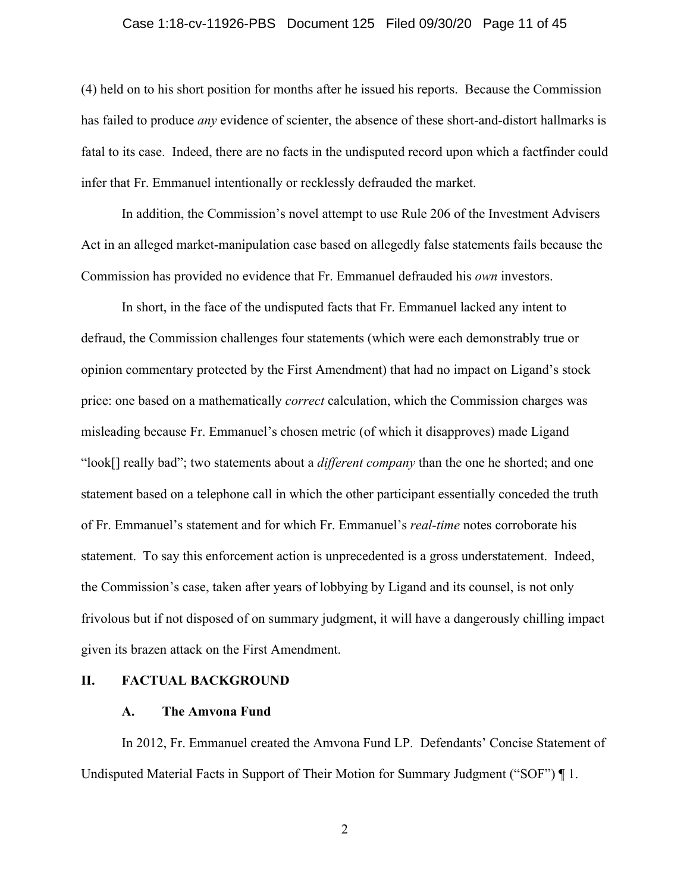(4) held on to his short position for months after he issued his reports. Because the Commission has failed to produce *any* evidence of scienter, the absence of these short-and-distort hallmarks is fatal to its case. Indeed, there are no facts in the undisputed record upon which a factfinder could infer that Fr. Emmanuel intentionally or recklessly defrauded the market.

In addition, the Commission's novel attempt to use Rule 206 of the Investment Advisers Act in an alleged market-manipulation case based on allegedly false statements fails because the Commission has provided no evidence that Fr. Emmanuel defrauded his *own* investors.

In short, in the face of the undisputed facts that Fr. Emmanuel lacked any intent to defraud, the Commission challenges four statements (which were each demonstrably true or opinion commentary protected by the First Amendment) that had no impact on Ligand's stock price: one based on a mathematically *correct* calculation, which the Commission charges was misleading because Fr. Emmanuel's chosen metric (of which it disapproves) made Ligand "look[] really bad"; two statements about a *different company* than the one he shorted; and one statement based on a telephone call in which the other participant essentially conceded the truth of Fr. Emmanuel's statement and for which Fr. Emmanuel's *real-time* notes corroborate his statement. To say this enforcement action is unprecedented is a gross understatement. Indeed, the Commission's case, taken after years of lobbying by Ligand and its counsel, is not only frivolous but if not disposed of on summary judgment, it will have a dangerously chilling impact given its brazen attack on the First Amendment.

## II. FACTUAL BACKGROUND

### A. The Amvona Fund

In 2012, Fr. Emmanuel created the Amvona Fund LP. Defendants' Concise Statement of Undisputed Material Facts in Support of Their Motion for Summary Judgment ("SOF") ¶ 1.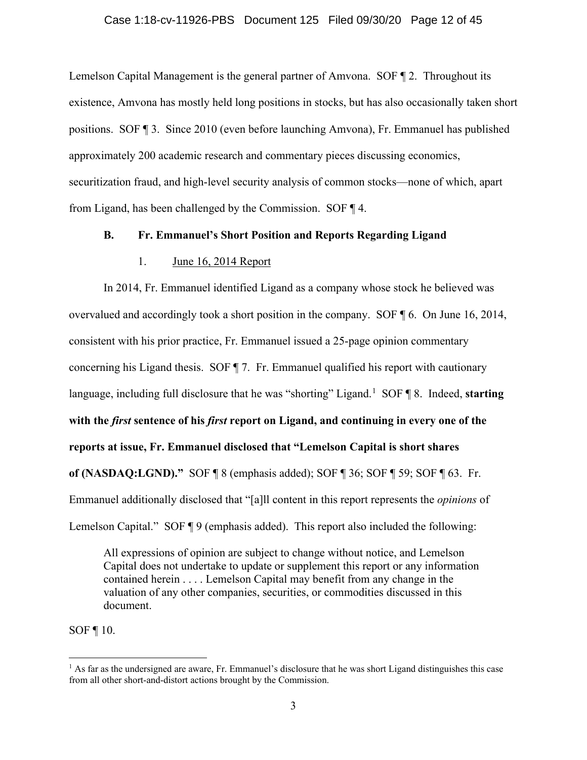Lemelson Capital Management is the general partner of Amvona. SOF ¶ 2. Throughout its existence, Amvona has mostly held long positions in stocks, but has also occasionally taken short positions. SOF ¶ 3. Since 2010 (even before launching Amvona), Fr. Emmanuel has published approximately 200 academic research and commentary pieces discussing economics, securitization fraud, and high-level security analysis of common stocks—none of which, apart from Ligand, has been challenged by the Commission. SOF ¶ 4.

### B. Fr. Emmanuel's Short Position and Reports Regarding Ligand

#### 1. June 16, 2014 Report

In 2014, Fr. Emmanuel identified Ligand as a company whose stock he believed was overvalued and accordingly took a short position in the company. SOF ¶ 6. On June 16, 2014, consistent with his prior practice, Fr. Emmanuel issued a 25-page opinion commentary concerning his Ligand thesis. SOF ¶ 7. Fr. Emmanuel qualified his report with cautionary language, including full disclosure that he was "shorting" Ligand.[1] SOF ¶ 8. Indeed, **starting with the *first* sentence of his *first* report on Ligand, and continuing in every one of the reports at issue, Fr. Emmanuel disclosed that "Lemelson Capital is short shares of (NASDAQ:LGND)."** SOF ¶ 8 (emphasis added); SOF ¶ 36; SOF ¶ 59; SOF ¶ 63. Fr. Emmanuel additionally disclosed that "[a]ll content in this report represents the *opinions* of Lemelson Capital." SOF ¶ 9 (emphasis added). This report also included the following:

> All expressions of opinion are subject to change without notice, and Lemelson Capital does not undertake to update or supplement this report or any information contained herein . . . . Lemelson Capital may benefit from any change in the valuation of any other companies, securities, or commodities discussed in this document.

SOF ¶ 10.

---

[1] As far as the undersigned are aware, Fr. Emmanuel's disclosure that he was short Ligand distinguishes this case from all other short-and-distort actions brought by the Commission.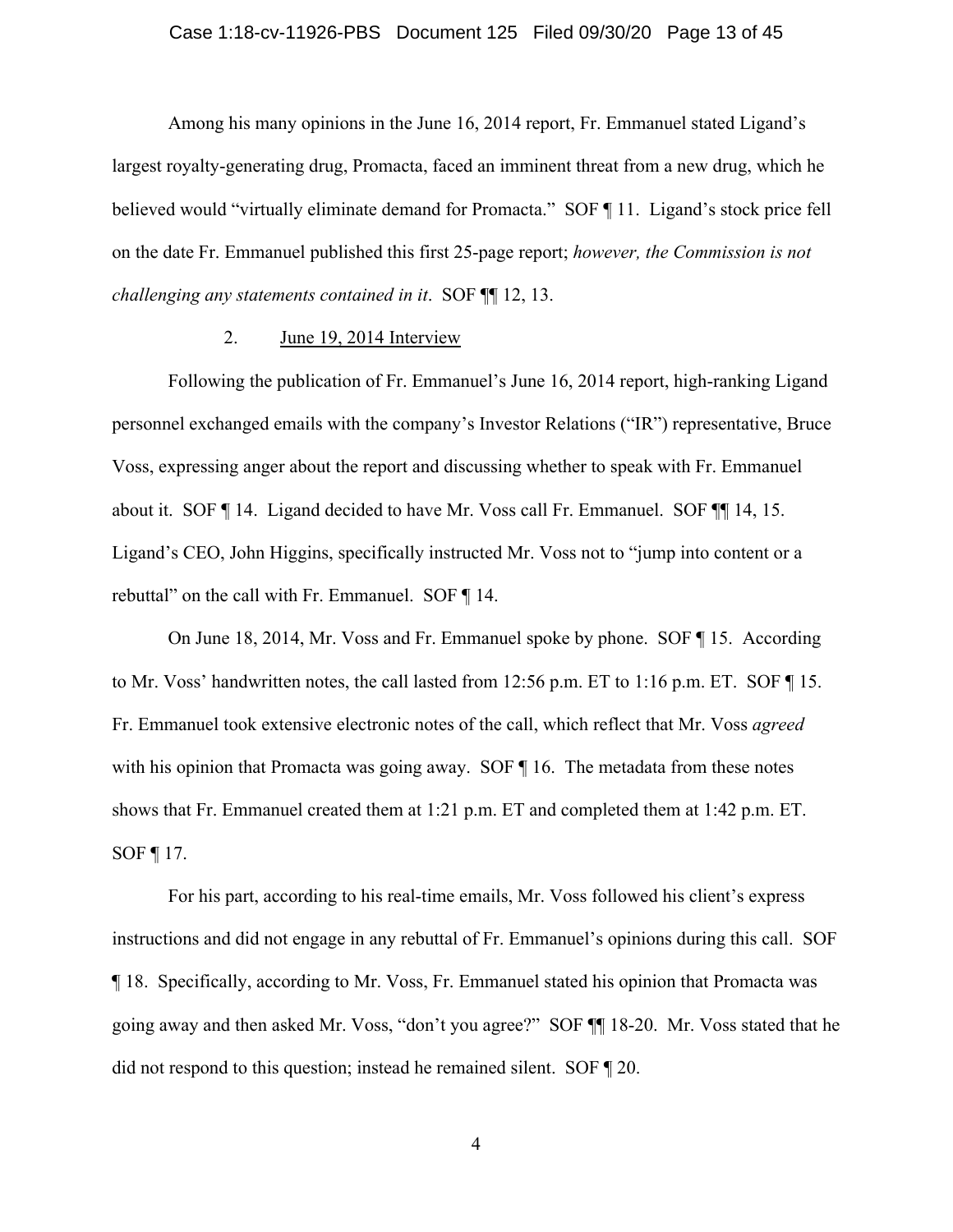Among his many opinions in the June 16, 2014 report, Fr. Emmanuel stated Ligand's largest royalty-generating drug, Promacta, faced an imminent threat from a new drug, which he believed would "virtually eliminate demand for Promacta." SOF ¶ 11. Ligand's stock price fell on the date Fr. Emmanuel published this first 25-page report; *however, the Commission is not challenging any statements contained in it*. SOF ¶¶ 12, 13.

2. June 19, 2014 Interview

Following the publication of Fr. Emmanuel's June 16, 2014 report, high-ranking Ligand personnel exchanged emails with the company's Investor Relations ("IR") representative, Bruce Voss, expressing anger about the report and discussing whether to speak with Fr. Emmanuel about it. SOF ¶ 14. Ligand decided to have Mr. Voss call Fr. Emmanuel. SOF ¶¶ 14, 15. Ligand's CEO, John Higgins, specifically instructed Mr. Voss not to "jump into content or a rebuttal" on the call with Fr. Emmanuel. SOF ¶ 14.

On June 18, 2014, Mr. Voss and Fr. Emmanuel spoke by phone. SOF ¶ 15. According to Mr. Voss' handwritten notes, the call lasted from 12:56 p.m. ET to 1:16 p.m. ET. SOF ¶ 15. Fr. Emmanuel took extensive electronic notes of the call, which reflect that Mr. Voss *agreed* with his opinion that Promacta was going away. SOF ¶ 16. The metadata from these notes shows that Fr. Emmanuel created them at 1:21 p.m. ET and completed them at 1:42 p.m. ET. SOF ¶ 17.

For his part, according to his real-time emails, Mr. Voss followed his client's express instructions and did not engage in any rebuttal of Fr. Emmanuel's opinions during this call. SOF ¶ 18. Specifically, according to Mr. Voss, Fr. Emmanuel stated his opinion that Promacta was going away and then asked Mr. Voss, "don't you agree?" SOF ¶¶ 18-20. Mr. Voss stated that he did not respond to this question; instead he remained silent. SOF ¶ 20.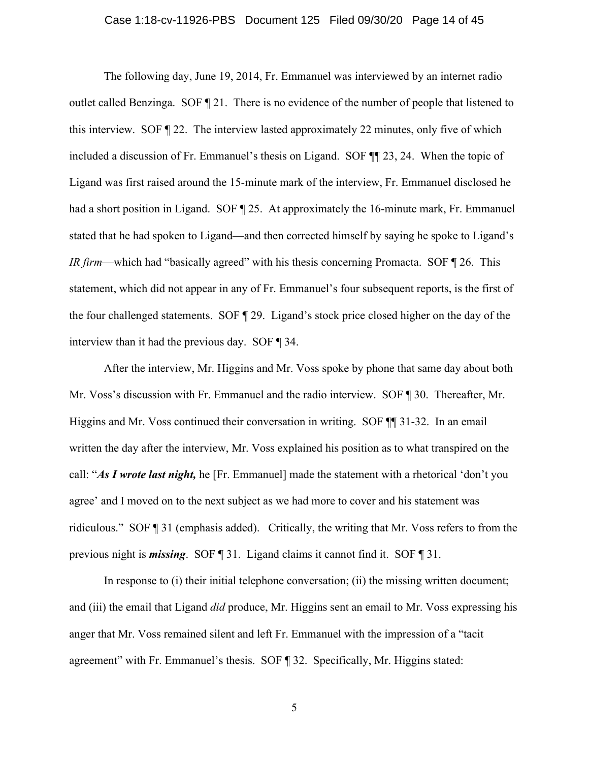The following day, June 19, 2014, Fr. Emmanuel was interviewed by an internet radio outlet called Benzinga. SOF ¶ 21. There is no evidence of the number of people that listened to this interview. SOF ¶ 22. The interview lasted approximately 22 minutes, only five of which included a discussion of Fr. Emmanuel's thesis on Ligand. SOF ¶¶ 23, 24. When the topic of Ligand was first raised around the 15-minute mark of the interview, Fr. Emmanuel disclosed he had a short position in Ligand. SOF ¶ 25. At approximately the 16-minute mark, Fr. Emmanuel stated that he had spoken to Ligand—and then corrected himself by saying he spoke to Ligand's *IR firm*—which had "basically agreed" with his thesis concerning Promacta. SOF ¶ 26. This statement, which did not appear in any of Fr. Emmanuel's four subsequent reports, is the first of the four challenged statements. SOF ¶ 29. Ligand's stock price closed higher on the day of the interview than it had the previous day. SOF ¶ 34.

After the interview, Mr. Higgins and Mr. Voss spoke by phone that same day about both Mr. Voss's discussion with Fr. Emmanuel and the radio interview. SOF ¶ 30. Thereafter, Mr. Higgins and Mr. Voss continued their conversation in writing. SOF ¶¶ 31-32. In an email written the day after the interview, Mr. Voss explained his position as to what transpired on the call: "***As I wrote last night,*** he [Fr. Emmanuel] made the statement with a rhetorical 'don't you agree' and I moved on to the next subject as we had more to cover and his statement was ridiculous." SOF ¶ 31 (emphasis added). Critically, the writing that Mr. Voss refers to from the previous night is ***missing***. SOF ¶ 31. Ligand claims it cannot find it. SOF ¶ 31.

In response to (i) their initial telephone conversation; (ii) the missing written document; and (iii) the email that Ligand *did* produce, Mr. Higgins sent an email to Mr. Voss expressing his anger that Mr. Voss remained silent and left Fr. Emmanuel with the impression of a "tacit agreement" with Fr. Emmanuel's thesis. SOF ¶ 32. Specifically, Mr. Higgins stated: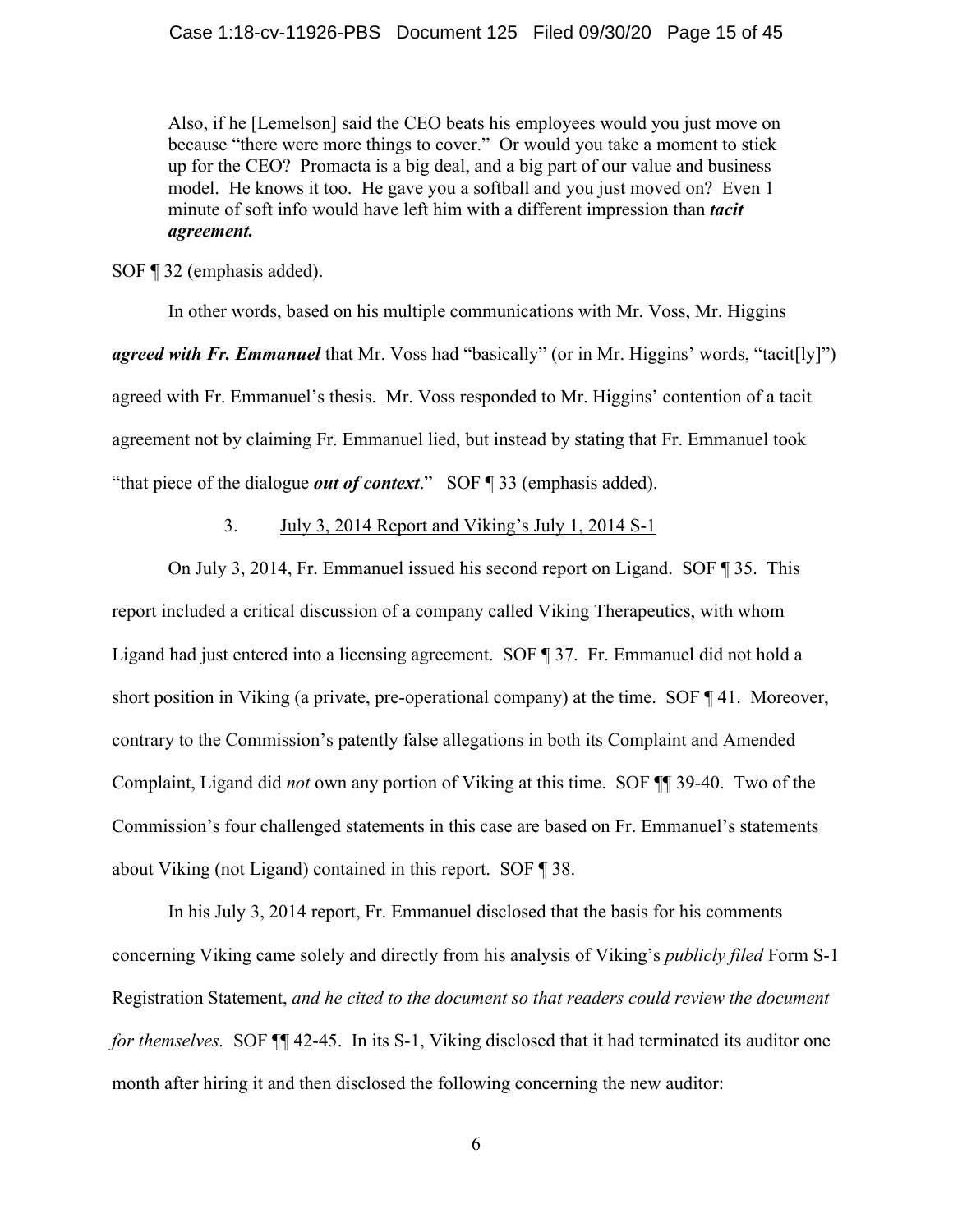> Also, if he [Lemelson] said the CEO beats his employees would you just move on because "there were more things to cover." Or would you take a moment to stick up for the CEO? Promacta is a big deal, and a big part of our value and business model. He knows it too. He gave you a softball and you just moved on? Even 1 minute of soft info would have left him with a different impression than ***tacit agreement.***

SOF ¶ 32 (emphasis added).

In other words, based on his multiple communications with Mr. Voss, Mr. Higgins ***agreed with Fr. Emmanuel*** that Mr. Voss had "basically" (or in Mr. Higgins' words, "tacit[ly]") agreed with Fr. Emmanuel's thesis. Mr. Voss responded to Mr. Higgins' contention of a tacit agreement not by claiming Fr. Emmanuel lied, but instead by stating that Fr. Emmanuel took "that piece of the dialogue ***out of context***." SOF ¶ 33 (emphasis added).

### 3. July 3, 2014 Report and Viking's July 1, 2014 S-1

On July 3, 2014, Fr. Emmanuel issued his second report on Ligand. SOF ¶ 35. This report included a critical discussion of a company called Viking Therapeutics, with whom Ligand had just entered into a licensing agreement. SOF ¶ 37. Fr. Emmanuel did not hold a short position in Viking (a private, pre-operational company) at the time. SOF ¶ 41. Moreover, contrary to the Commission's patently false allegations in both its Complaint and Amended Complaint, Ligand did *not* own any portion of Viking at this time. SOF ¶¶ 39-40. Two of the Commission's four challenged statements in this case are based on Fr. Emmanuel's statements about Viking (not Ligand) contained in this report. SOF ¶ 38.

In his July 3, 2014 report, Fr. Emmanuel disclosed that the basis for his comments concerning Viking came solely and directly from his analysis of Viking's *publicly filed* Form S-1 Registration Statement, *and he cited to the document so that readers could review the document for themselves.* SOF ¶¶ 42-45. In its S-1, Viking disclosed that it had terminated its auditor one month after hiring it and then disclosed the following concerning the new auditor: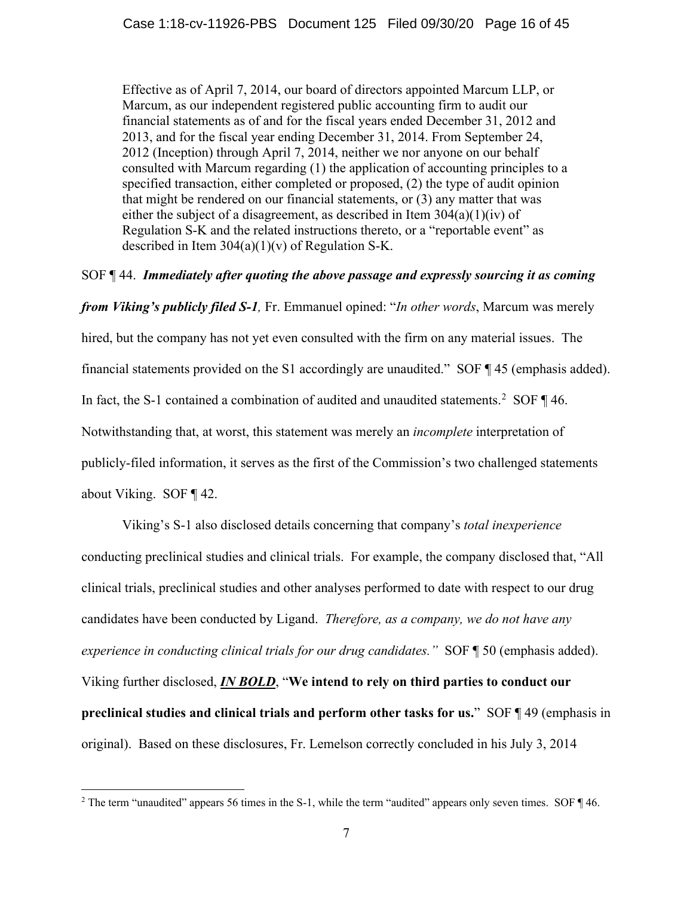> Effective as of April 7, 2014, our board of directors appointed Marcum LLP, or Marcum, as our independent registered public accounting firm to audit our financial statements as of and for the fiscal years ended December 31, 2012 and 2013, and for the fiscal year ending December 31, 2014. From September 24, 2012 (Inception) through April 7, 2014, neither we nor anyone on our behalf consulted with Marcum regarding (1) the application of accounting principles to a specified transaction, either completed or proposed, (2) the type of audit opinion that might be rendered on our financial statements, or (3) any matter that was either the subject of a disagreement, as described in Item 304(a)(1)(iv) of Regulation S-K and the related instructions thereto, or a "reportable event" as described in Item 304(a)(1)(v) of Regulation S-K.

SOF ¶ 44. ***Immediately after quoting the above passage and expressly sourcing it as coming from Viking's publicly filed S-1,*** Fr. Emmanuel opined: "*In other words*, Marcum was merely hired, but the company has not yet even consulted with the firm on any material issues. The financial statements provided on the S1 accordingly are unaudited." SOF ¶ 45 (emphasis added). In fact, the S-1 contained a combination of audited and unaudited statements.[2] SOF ¶ 46. Notwithstanding that, at worst, this statement was merely an *incomplete* interpretation of publicly-filed information, it serves as the first of the Commission's two challenged statements about Viking. SOF ¶ 42.

Viking's S-1 also disclosed details concerning that company's *total inexperience* conducting preclinical studies and clinical trials. For example, the company disclosed that, "All clinical trials, preclinical studies and other analyses performed to date with respect to our drug candidates have been conducted by Ligand. *Therefore, as a company, we do not have any experience in conducting clinical trials for our drug candidates."* SOF ¶ 50 (emphasis added). Viking further disclosed, ***<u>IN BOLD</u>***, "**We intend to rely on third parties to conduct our preclinical studies and clinical trials and perform other tasks for us.**" SOF ¶ 49 (emphasis in original). Based on these disclosures, Fr. Lemelson correctly concluded in his July 3, 2014

[2] The term "unaudited" appears 56 times in the S-1, while the term "audited" appears only seven times. SOF ¶ 46.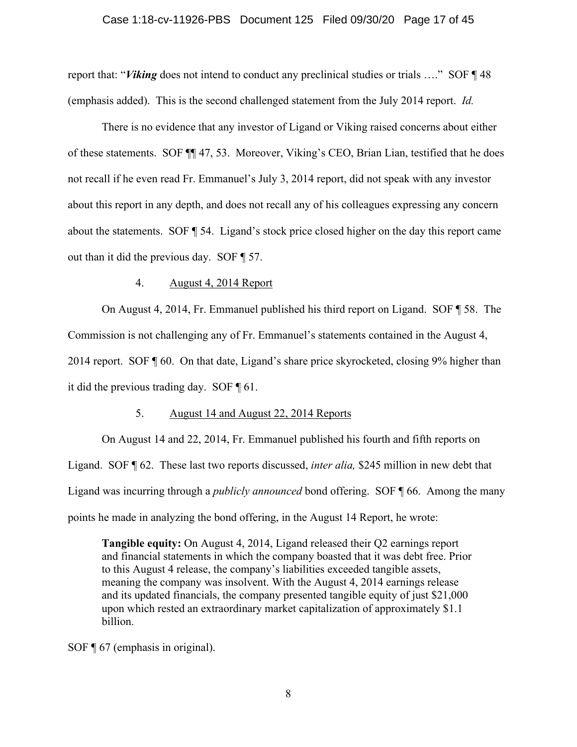report that: "***Viking*** does not intend to conduct any preclinical studies or trials …." SOF ¶ 48 (emphasis added). This is the second challenged statement from the July 2014 report. *Id.*

There is no evidence that any investor of Ligand or Viking raised concerns about either of these statements. SOF ¶¶ 47, 53. Moreover, Viking's CEO, Brian Lian, testified that he does not recall if he even read Fr. Emmanuel's July 3, 2014 report, did not speak with any investor about this report in any depth, and does not recall any of his colleagues expressing any concern about the statements. SOF ¶ 54. Ligand's stock price closed higher on the day this report came out than it did the previous day. SOF ¶ 57.

### 4. August 4, 2014 Report

On August 4, 2014, Fr. Emmanuel published his third report on Ligand. SOF ¶ 58. The Commission is not challenging any of Fr. Emmanuel's statements contained in the August 4, 2014 report. SOF ¶ 60. On that date, Ligand's share price skyrocketed, closing 9% higher than it did the previous trading day. SOF ¶ 61.

### 5. August 14 and August 22, 2014 Reports

On August 14 and 22, 2014, Fr. Emmanuel published his fourth and fifth reports on Ligand. SOF ¶ 62. These last two reports discussed, *inter alia,* $245 million in new debt that Ligand was incurring through a *publicly announced* bond offering. SOF ¶ 66. Among the many points he made in analyzing the bond offering, in the August 14 Report, he wrote:

> **Tangible equity:** On August 4, 2014, Ligand released their Q2 earnings report and financial statements in which the company boasted that it was debt free. Prior to this August 4 release, the company's liabilities exceeded tangible assets, meaning the company was insolvent. With the August 4, 2014 earnings release and its updated financials, the company presented tangible equity of just $21,000 upon which rested an extraordinary market capitalization of approximately $1.1 billion.

SOF ¶ 67 (emphasis in original).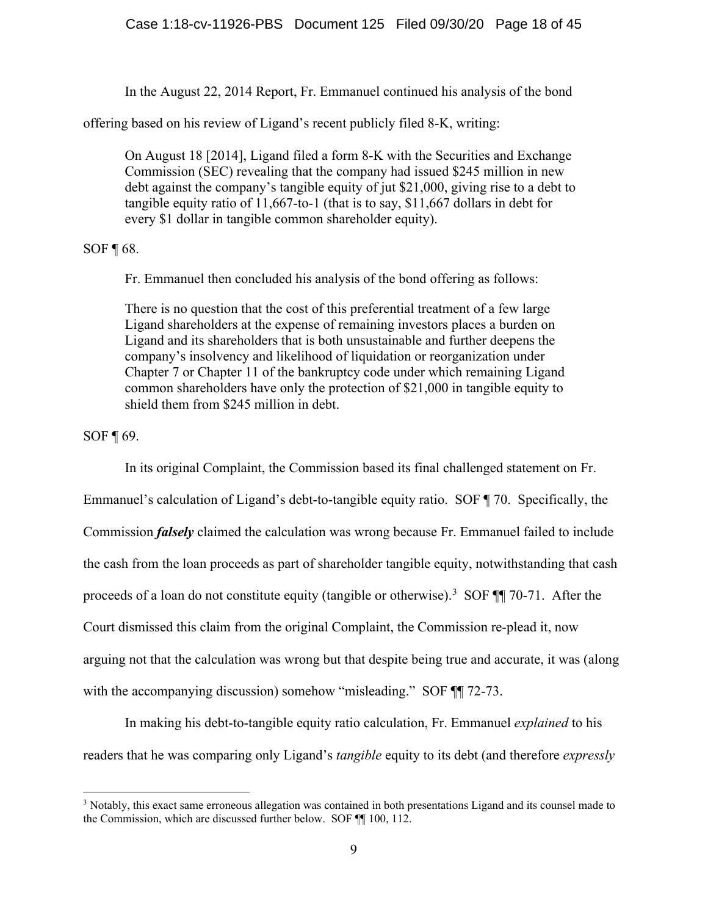In the August 22, 2014 Report, Fr. Emmanuel continued his analysis of the bond offering based on his review of Ligand's recent publicly filed 8-K, writing:

> On August 18 [2014], Ligand filed a form 8-K with the Securities and Exchange Commission (SEC) revealing that the company had issued $245 million in new debt against the company's tangible equity of jut $21,000, giving rise to a debt to tangible equity ratio of 11,667-to-1 (that is to say, $11,667 dollars in debt for every $1 dollar in tangible common shareholder equity).

SOF ¶ 68.

Fr. Emmanuel then concluded his analysis of the bond offering as follows:

> There is no question that the cost of this preferential treatment of a few large Ligand shareholders at the expense of remaining investors places a burden on Ligand and its shareholders that is both unsustainable and further deepens the company's insolvency and likelihood of liquidation or reorganization under Chapter 7 or Chapter 11 of the bankruptcy code under which remaining Ligand common shareholders have only the protection of $21,000 in tangible equity to shield them from $245 million in debt.

SOF ¶ 69.

In its original Complaint, the Commission based its final challenged statement on Fr. Emmanuel's calculation of Ligand's debt-to-tangible equity ratio. SOF ¶ 70. Specifically, the Commission ***falsely*** claimed the calculation was wrong because Fr. Emmanuel failed to include the cash from the loan proceeds as part of shareholder tangible equity, notwithstanding that cash proceeds of a loan do not constitute equity (tangible or otherwise).[3] SOF ¶¶ 70-71. After the Court dismissed this claim from the original Complaint, the Commission re-plead it, now arguing not that the calculation was wrong but that despite being true and accurate, it was (along with the accompanying discussion) somehow "misleading." SOF ¶¶ 72-73.

In making his debt-to-tangible equity ratio calculation, Fr. Emmanuel *explained* to his readers that he was comparing only Ligand's *tangible* equity to its debt (and therefore *expressly*

---

[3] Notably, this exact same erroneous allegation was contained in both presentations Ligand and its counsel made to the Commission, which are discussed further below. SOF ¶¶ 100, 112.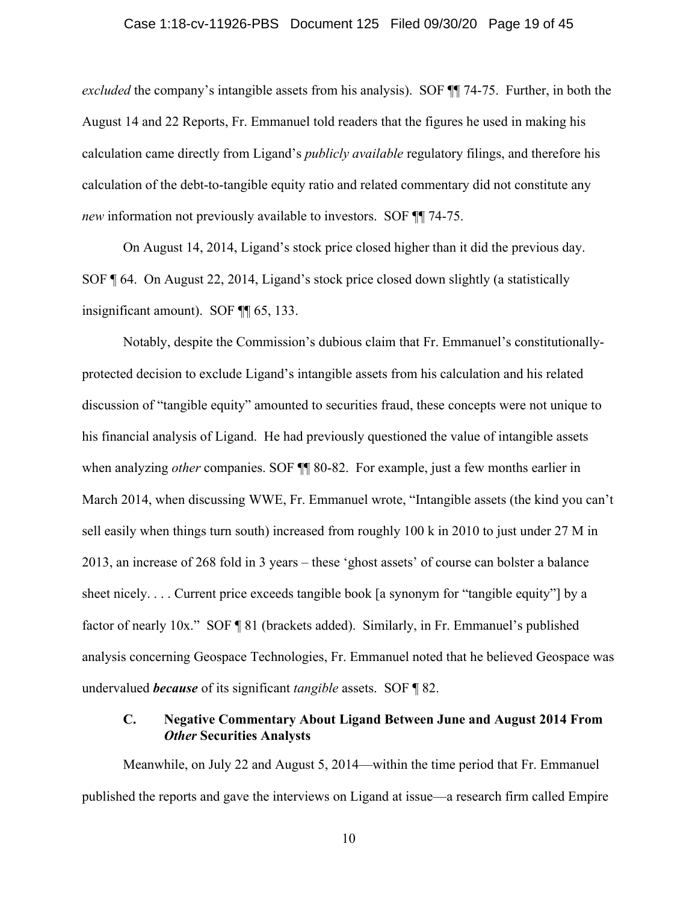*excluded* the company's intangible assets from his analysis). SOF ¶¶ 74-75. Further, in both the August 14 and 22 Reports, Fr. Emmanuel told readers that the figures he used in making his calculation came directly from Ligand's *publicly available* regulatory filings, and therefore his calculation of the debt-to-tangible equity ratio and related commentary did not constitute any *new* information not previously available to investors. SOF ¶¶ 74-75.

On August 14, 2014, Ligand's stock price closed higher than it did the previous day. SOF ¶ 64. On August 22, 2014, Ligand's stock price closed down slightly (a statistically insignificant amount). SOF ¶¶ 65, 133.

Notably, despite the Commission's dubious claim that Fr. Emmanuel's constitutionally-protected decision to exclude Ligand's intangible assets from his calculation and his related discussion of "tangible equity" amounted to securities fraud, these concepts were not unique to his financial analysis of Ligand. He had previously questioned the value of intangible assets when analyzing *other* companies. SOF ¶¶ 80-82. For example, just a few months earlier in March 2014, when discussing WWE, Fr. Emmanuel wrote, "Intangible assets (the kind you can't sell easily when things turn south) increased from roughly 100 k in 2010 to just under 27 M in 2013, an increase of 268 fold in 3 years – these 'ghost assets' of course can bolster a balance sheet nicely. . . . Current price exceeds tangible book [a synonym for "tangible equity"] by a factor of nearly 10x." SOF ¶ 81 (brackets added). Similarly, in Fr. Emmanuel's published analysis concerning Geospace Technologies, Fr. Emmanuel noted that he believed Geospace was undervalued ***because*** of its significant *tangible* assets. SOF ¶ 82.

### C. Negative Commentary About Ligand Between June and August 2014 From *Other* Securities Analysts

Meanwhile, on July 22 and August 5, 2014—within the time period that Fr. Emmanuel published the reports and gave the interviews on Ligand at issue—a research firm called Empire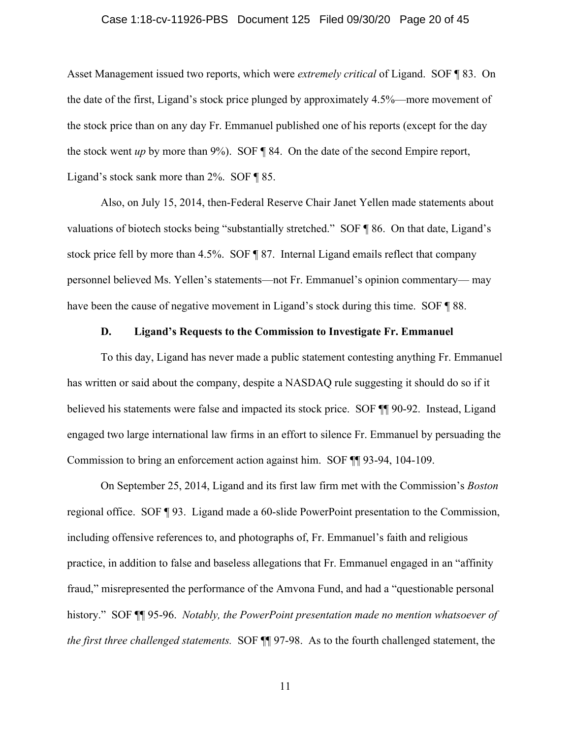Asset Management issued two reports, which were *extremely critical* of Ligand. SOF ¶ 83. On the date of the first, Ligand's stock price plunged by approximately 4.5%—more movement of the stock price than on any day Fr. Emmanuel published one of his reports (except for the day the stock went *up* by more than 9%). SOF ¶ 84. On the date of the second Empire report, Ligand's stock sank more than 2%. SOF ¶ 85.

Also, on July 15, 2014, then-Federal Reserve Chair Janet Yellen made statements about valuations of biotech stocks being "substantially stretched." SOF ¶ 86. On that date, Ligand's stock price fell by more than 4.5%. SOF ¶ 87. Internal Ligand emails reflect that company personnel believed Ms. Yellen's statements—not Fr. Emmanuel's opinion commentary— may have been the cause of negative movement in Ligand's stock during this time. SOF ¶ 88.

### D. Ligand's Requests to the Commission to Investigate Fr. Emmanuel

To this day, Ligand has never made a public statement contesting anything Fr. Emmanuel has written or said about the company, despite a NASDAQ rule suggesting it should do so if it believed his statements were false and impacted its stock price. SOF ¶¶ 90-92. Instead, Ligand engaged two large international law firms in an effort to silence Fr. Emmanuel by persuading the Commission to bring an enforcement action against him. SOF ¶¶ 93-94, 104-109.

On September 25, 2014, Ligand and its first law firm met with the Commission's *Boston* regional office. SOF ¶ 93. Ligand made a 60-slide PowerPoint presentation to the Commission, including offensive references to, and photographs of, Fr. Emmanuel's faith and religious practice, in addition to false and baseless allegations that Fr. Emmanuel engaged in an "affinity fraud," misrepresented the performance of the Amvona Fund, and had a "questionable personal history." SOF ¶¶ 95-96. *Notably, the PowerPoint presentation made no mention whatsoever of the first three challenged statements.* SOF ¶¶ 97-98. As to the fourth challenged statement, the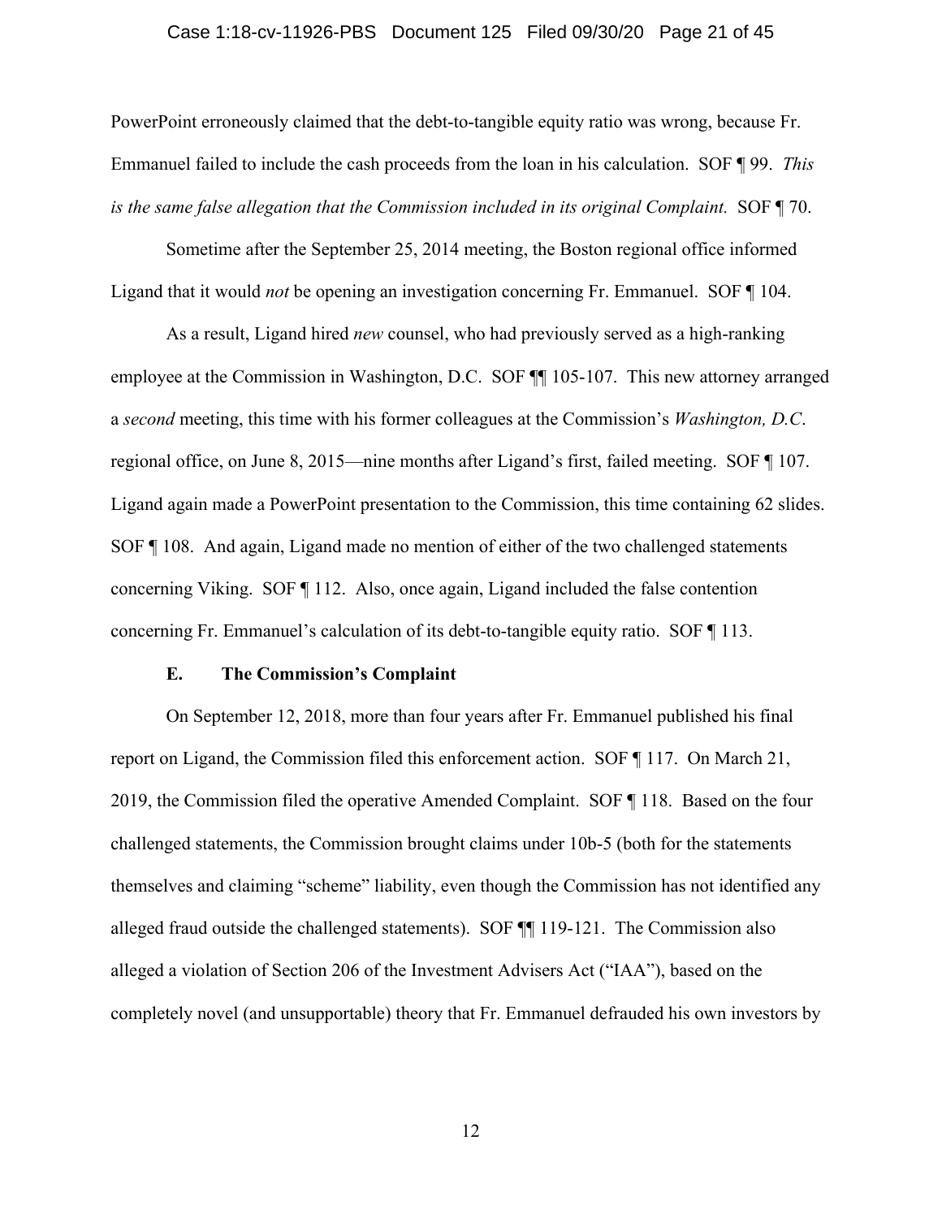PowerPoint erroneously claimed that the debt-to-tangible equity ratio was wrong, because Fr. Emmanuel failed to include the cash proceeds from the loan in his calculation. SOF ¶ 99. *This is the same false allegation that the Commission included in its original Complaint.* SOF ¶ 70.

Sometime after the September 25, 2014 meeting, the Boston regional office informed Ligand that it would *not* be opening an investigation concerning Fr. Emmanuel. SOF ¶ 104.

As a result, Ligand hired *new* counsel, who had previously served as a high-ranking employee at the Commission in Washington, D.C. SOF ¶¶ 105-107. This new attorney arranged a *second* meeting, this time with his former colleagues at the Commission's *Washington, D.C.* regional office, on June 8, 2015—nine months after Ligand's first, failed meeting. SOF ¶ 107. Ligand again made a PowerPoint presentation to the Commission, this time containing 62 slides. SOF ¶ 108. And again, Ligand made no mention of either of the two challenged statements concerning Viking. SOF ¶ 112. Also, once again, Ligand included the false contention concerning Fr. Emmanuel's calculation of its debt-to-tangible equity ratio. SOF ¶ 113.

### E. The Commission's Complaint

On September 12, 2018, more than four years after Fr. Emmanuel published his final report on Ligand, the Commission filed this enforcement action. SOF ¶ 117. On March 21, 2019, the Commission filed the operative Amended Complaint. SOF ¶ 118. Based on the four challenged statements, the Commission brought claims under 10b-5 (both for the statements themselves and claiming "scheme" liability, even though the Commission has not identified any alleged fraud outside the challenged statements). SOF ¶¶ 119-121. The Commission also alleged a violation of Section 206 of the Investment Advisers Act ("IAA"), based on the completely novel (and unsupportable) theory that Fr. Emmanuel defrauded his own investors by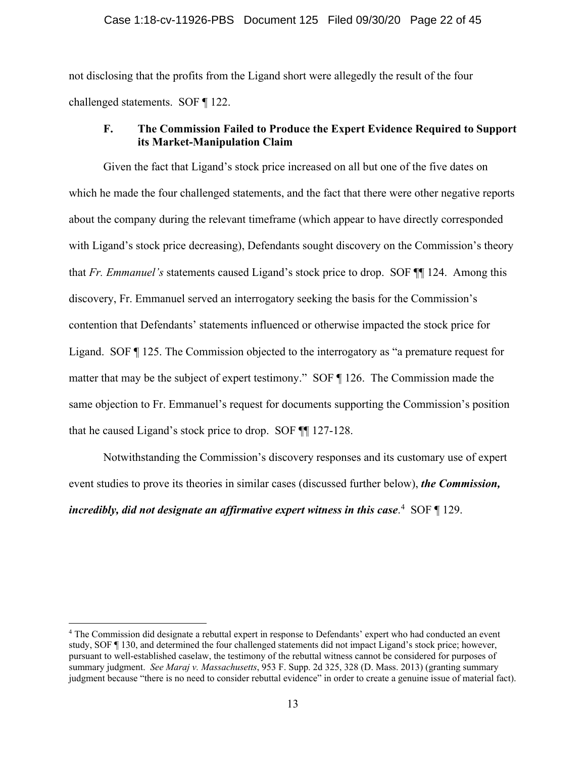not disclosing that the profits from the Ligand short were allegedly the result of the four challenged statements. SOF ¶ 122.

### F. The Commission Failed to Produce the Expert Evidence Required to Support its Market-Manipulation Claim

Given the fact that Ligand's stock price increased on all but one of the five dates on which he made the four challenged statements, and the fact that there were other negative reports about the company during the relevant timeframe (which appear to have directly corresponded with Ligand's stock price decreasing), Defendants sought discovery on the Commission's theory that *Fr. Emmanuel's* statements caused Ligand's stock price to drop. SOF ¶¶ 124. Among this discovery, Fr. Emmanuel served an interrogatory seeking the basis for the Commission's contention that Defendants' statements influenced or otherwise impacted the stock price for Ligand. SOF ¶ 125. The Commission objected to the interrogatory as "a premature request for matter that may be the subject of expert testimony." SOF ¶ 126. The Commission made the same objection to Fr. Emmanuel's request for documents supporting the Commission's position that he caused Ligand's stock price to drop. SOF ¶¶ 127-128.

Notwithstanding the Commission's discovery responses and its customary use of expert event studies to prove its theories in similar cases (discussed further below), ***the Commission, incredibly, did not designate an affirmative expert witness in this case***.[4] SOF ¶ 129.

[4] The Commission did designate a rebuttal expert in response to Defendants' expert who had conducted an event study, SOF ¶ 130, and determined the four challenged statements did not impact Ligand's stock price; however, pursuant to well-established caselaw, the testimony of the rebuttal witness cannot be considered for purposes of summary judgment. *See Maraj v. Massachusetts*, 953 F. Supp. 2d 325, 328 (D. Mass. 2013) (granting summary judgment because "there is no need to consider rebuttal evidence" in order to create a genuine issue of material fact).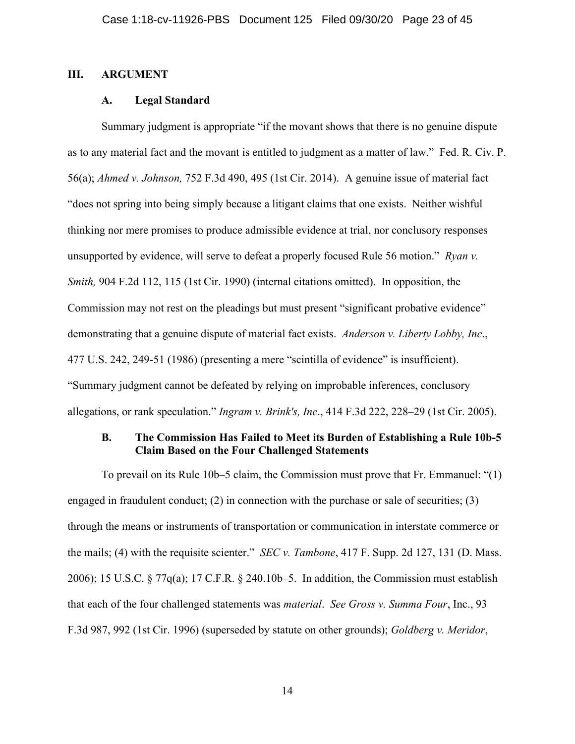## III. ARGUMENT

### A. Legal Standard

Summary judgment is appropriate "if the movant shows that there is no genuine dispute as to any material fact and the movant is entitled to judgment as a matter of law." Fed. R. Civ. P. 56(a); *Ahmed v. Johnson,* 752 F.3d 490, 495 (1st Cir. 2014). A genuine issue of material fact "does not spring into being simply because a litigant claims that one exists. Neither wishful thinking nor mere promises to produce admissible evidence at trial, nor conclusory responses unsupported by evidence, will serve to defeat a properly focused Rule 56 motion." *Ryan v. Smith,* 904 F.2d 112, 115 (1st Cir. 1990) (internal citations omitted). In opposition, the Commission may not rest on the pleadings but must present "significant probative evidence" demonstrating that a genuine dispute of material fact exists. *Anderson v. Liberty Lobby, Inc*., 477 U.S. 242, 249-51 (1986) (presenting a mere "scintilla of evidence" is insufficient). "Summary judgment cannot be defeated by relying on improbable inferences, conclusory allegations, or rank speculation." *Ingram v. Brink's, Inc*., 414 F.3d 222, 228–29 (1st Cir. 2005).

### B. The Commission Has Failed to Meet its Burden of Establishing a Rule 10b-5 Claim Based on the Four Challenged Statements

To prevail on its Rule 10b–5 claim, the Commission must prove that Fr. Emmanuel: "(1) engaged in fraudulent conduct; (2) in connection with the purchase or sale of securities; (3) through the means or instruments of transportation or communication in interstate commerce or the mails; (4) with the requisite scienter." *SEC v. Tambone*, 417 F. Supp. 2d 127, 131 (D. Mass. 2006); 15 U.S.C. § 77q(a); 17 C.F.R. § 240.10b–5. In addition, the Commission must establish that each of the four challenged statements was *material*. *See Gross v. Summa Four*, Inc., 93 F.3d 987, 992 (1st Cir. 1996) (superseded by statute on other grounds); *Goldberg v. Meridor*,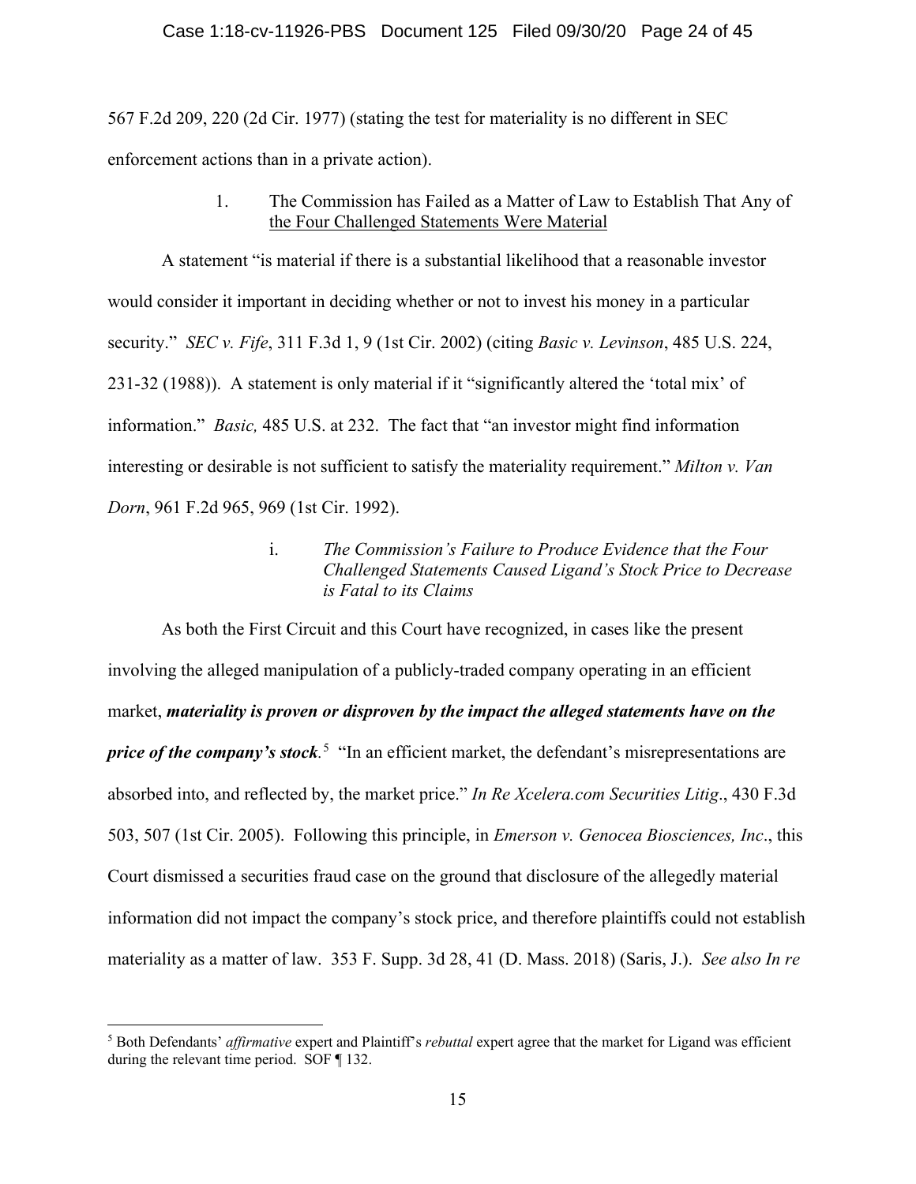567 F.2d 209, 220 (2d Cir. 1977) (stating the test for materiality is no different in SEC enforcement actions than in a private action).

### 1. The Commission has Failed as a Matter of Law to Establish That Any of the Four Challenged Statements Were Material

A statement "is material if there is a substantial likelihood that a reasonable investor would consider it important in deciding whether or not to invest his money in a particular security." *SEC v. Fife*, 311 F.3d 1, 9 (1st Cir. 2002) (citing *Basic v. Levinson*, 485 U.S. 224, 231-32 (1988)). A statement is only material if it "significantly altered the 'total mix' of information." *Basic,* 485 U.S. at 232. The fact that "an investor might find information interesting or desirable is not sufficient to satisfy the materiality requirement." *Milton v. Van Dorn*, 961 F.2d 965, 969 (1st Cir. 1992).

#### i. *The Commission's Failure to Produce Evidence that the Four Challenged Statements Caused Ligand's Stock Price to Decrease is Fatal to its Claims*

As both the First Circuit and this Court have recognized, in cases like the present involving the alleged manipulation of a publicly-traded company operating in an efficient market, ***materiality is proven or disproven by the impact the alleged statements have on the price of the company's stock***.[5] "In an efficient market, the defendant's misrepresentations are absorbed into, and reflected by, the market price." *In Re Xcelera.com Securities Litig*., 430 F.3d 503, 507 (1st Cir. 2005). Following this principle, in *Emerson v. Genocea Biosciences, Inc*., this Court dismissed a securities fraud case on the ground that disclosure of the allegedly material information did not impact the company's stock price, and therefore plaintiffs could not establish materiality as a matter of law. 353 F. Supp. 3d 28, 41 (D. Mass. 2018) (Saris, J.). *See also In re*

---

[5] Both Defendants' *affirmative* expert and Plaintiff's *rebuttal* expert agree that the market for Ligand was efficient during the relevant time period. SOF ¶ 132.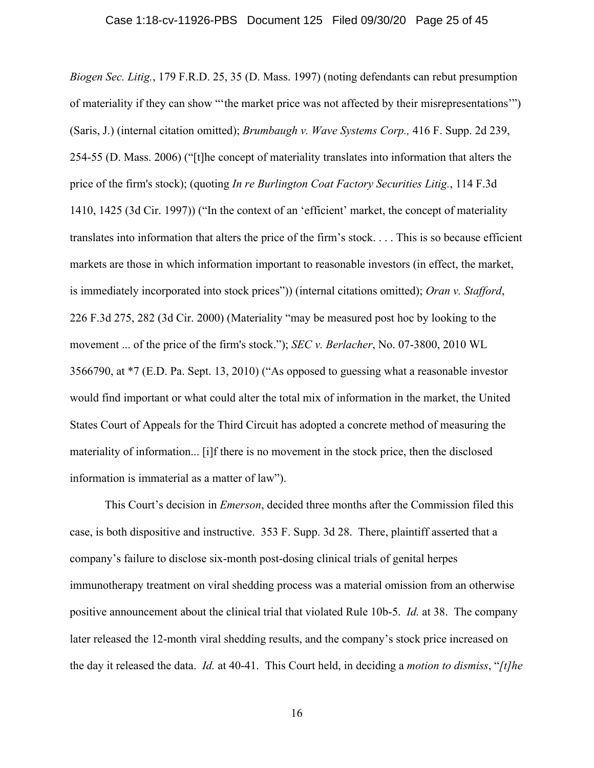*Biogen Sec. Litig.*, 179 F.R.D. 25, 35 (D. Mass. 1997) (noting defendants can rebut presumption of materiality if they can show "'the market price was not affected by their misrepresentations'") (Saris, J.) (internal citation omitted); *Brumbaugh v. Wave Systems Corp.,* 416 F. Supp. 2d 239, 254-55 (D. Mass. 2006) ("[t]he concept of materiality translates into information that alters the price of the firm's stock); (quoting *In re Burlington Coat Factory Securities Litig.*, 114 F.3d 1410, 1425 (3d Cir. 1997)) ("In the context of an 'efficient' market, the concept of materiality translates into information that alters the price of the firm's stock. . . . This is so because efficient markets are those in which information important to reasonable investors (in effect, the market, is immediately incorporated into stock prices")) (internal citations omitted); *Oran v. Stafford*, 226 F.3d 275, 282 (3d Cir. 2000) (Materiality "may be measured post hoc by looking to the movement ... of the price of the firm's stock."); *SEC v. Berlacher*, No. 07-3800, 2010 WL 3566790, at *7 (E.D. Pa. Sept. 13, 2010) ("As opposed to guessing what a reasonable investor would find important or what could alter the total mix of information in the market, the United States Court of Appeals for the Third Circuit has adopted a concrete method of measuring the materiality of information... [i]f there is no movement in the stock price, then the disclosed information is immaterial as a matter of law").

This Court's decision in *Emerson*, decided three months after the Commission filed this case, is both dispositive and instructive. 353 F. Supp. 3d 28. There, plaintiff asserted that a company's failure to disclose six-month post-dosing clinical trials of genital herpes immunotherapy treatment on viral shedding process was a material omission from an otherwise positive announcement about the clinical trial that violated Rule 10b-5. *Id.* at 38. The company later released the 12-month viral shedding results, and the company's stock price increased on the day it released the data. *Id.* at 40-41. This Court held, in deciding a *motion to dismiss*, "*[t]he*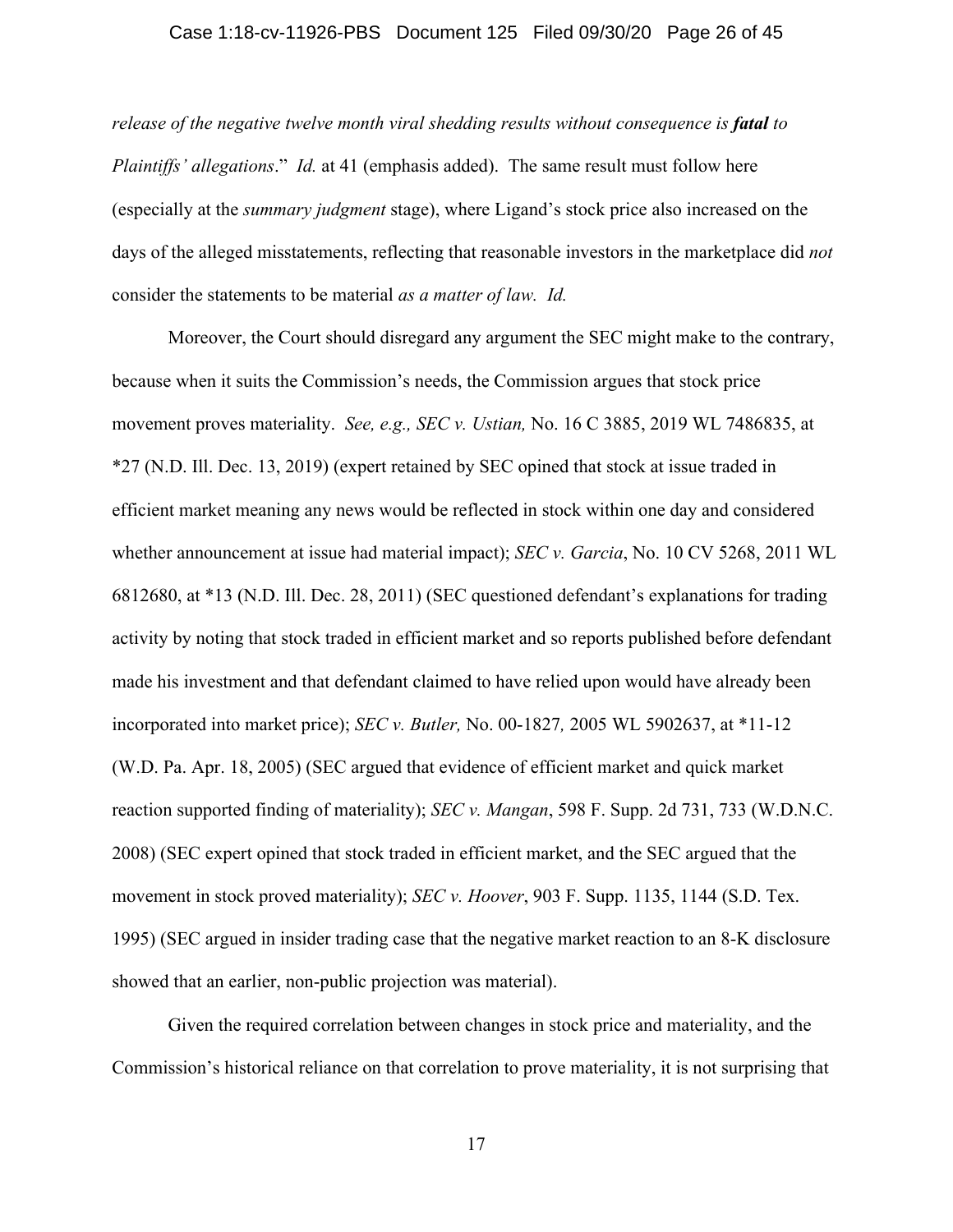*release of the negative twelve month viral shedding results without consequence is **fatal** to Plaintiffs' allegations*." *Id.* at 41 (emphasis added). The same result must follow here (especially at the *summary judgment* stage), where Ligand's stock price also increased on the days of the alleged misstatements, reflecting that reasonable investors in the marketplace did *not* consider the statements to be material *as a matter of law. Id.*

Moreover, the Court should disregard any argument the SEC might make to the contrary, because when it suits the Commission's needs, the Commission argues that stock price movement proves materiality. *See, e.g., SEC v. Ustian,* No. 16 C 3885, 2019 WL 7486835, at *27 (N.D. Ill. Dec. 13, 2019) (expert retained by SEC opined that stock at issue traded in efficient market meaning any news would be reflected in stock within one day and considered whether announcement at issue had material impact); *SEC v. Garcia*, No. 10 CV 5268, 2011 WL 6812680, at *13 (N.D. Ill. Dec. 28, 2011) (SEC questioned defendant's explanations for trading activity by noting that stock traded in efficient market and so reports published before defendant made his investment and that defendant claimed to have relied upon would have already been incorporated into market price); *SEC v. Butler,* No. 00-1827*,* 2005 WL 5902637, at *11-12 (W.D. Pa. Apr. 18, 2005) (SEC argued that evidence of efficient market and quick market reaction supported finding of materiality); *SEC v. Mangan*, 598 F. Supp. 2d 731, 733 (W.D.N.C. 2008) (SEC expert opined that stock traded in efficient market, and the SEC argued that the movement in stock proved materiality); *SEC v. Hoover*, 903 F. Supp. 1135, 1144 (S.D. Tex. 1995) (SEC argued in insider trading case that the negative market reaction to an 8-K disclosure showed that an earlier, non-public projection was material).

Given the required correlation between changes in stock price and materiality, and the Commission's historical reliance on that correlation to prove materiality, it is not surprising that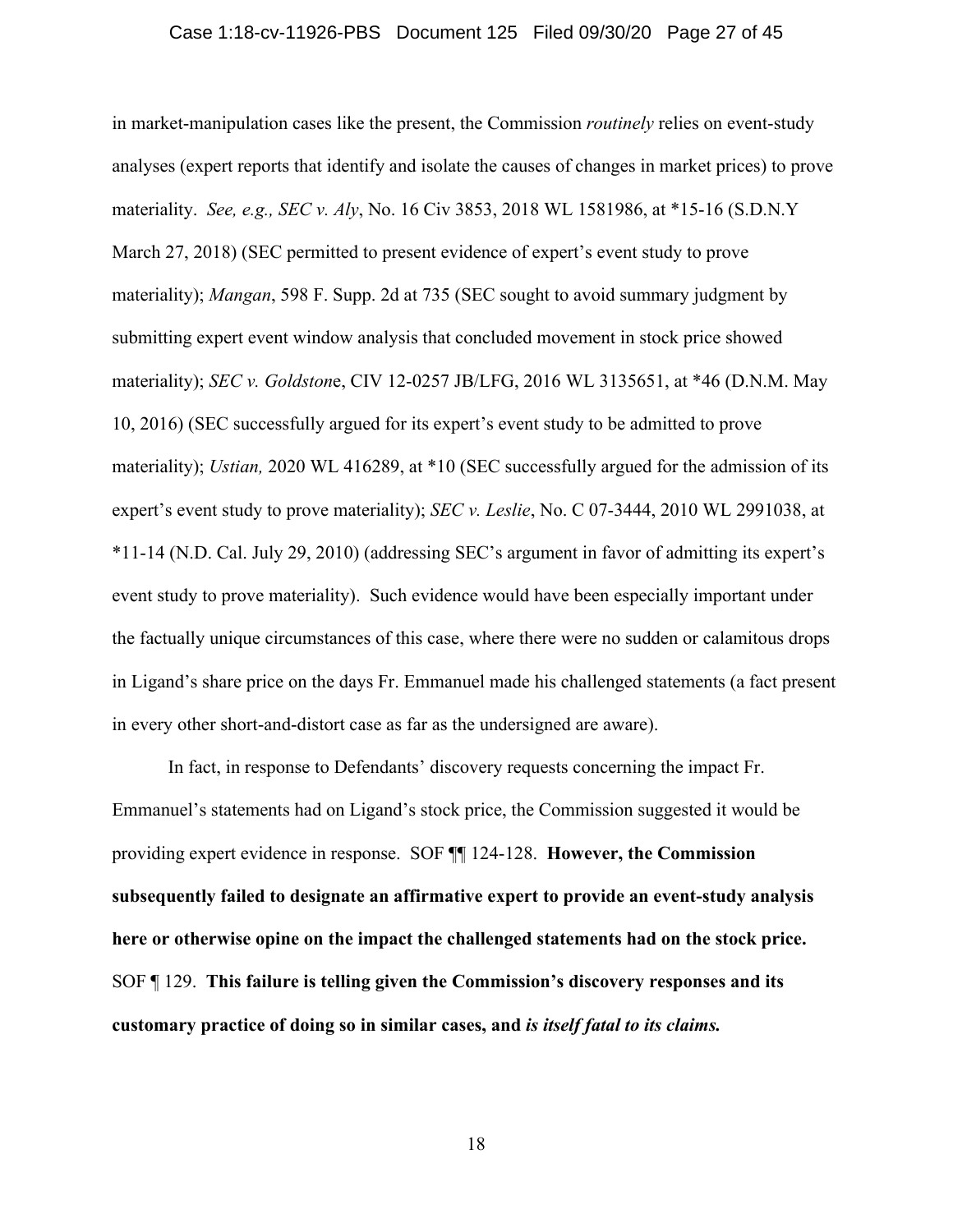in market-manipulation cases like the present, the Commission *routinely* relies on event-study analyses (expert reports that identify and isolate the causes of changes in market prices) to prove materiality. *See, e.g., SEC v. Aly*, No. 16 Civ 3853, 2018 WL 1581986, at *15-16 (S.D.N.Y March 27, 2018) (SEC permitted to present evidence of expert's event study to prove materiality); *Mangan*, 598 F. Supp. 2d at 735 (SEC sought to avoid summary judgment by submitting expert event window analysis that concluded movement in stock price showed materiality); *SEC v. Goldston*e, CIV 12-0257 JB/LFG, 2016 WL 3135651, at *46 (D.N.M. May 10, 2016) (SEC successfully argued for its expert's event study to be admitted to prove materiality); *Ustian,* 2020 WL 416289, at *10 (SEC successfully argued for the admission of its expert's event study to prove materiality); *SEC v. Leslie*, No. C 07-3444, 2010 WL 2991038, at *11-14 (N.D. Cal. July 29, 2010) (addressing SEC's argument in favor of admitting its expert's event study to prove materiality). Such evidence would have been especially important under the factually unique circumstances of this case, where there were no sudden or calamitous drops in Ligand's share price on the days Fr. Emmanuel made his challenged statements (a fact present in every other short-and-distort case as far as the undersigned are aware).

In fact, in response to Defendants' discovery requests concerning the impact Fr. Emmanuel's statements had on Ligand's stock price, the Commission suggested it would be providing expert evidence in response. SOF ¶¶ 124-128. **However, the Commission subsequently failed to designate an affirmative expert to provide an event-study analysis here or otherwise opine on the impact the challenged statements had on the stock price.** SOF ¶ 129. **This failure is telling given the Commission's discovery responses and its customary practice of doing so in similar cases, and *is itself fatal to its claims.***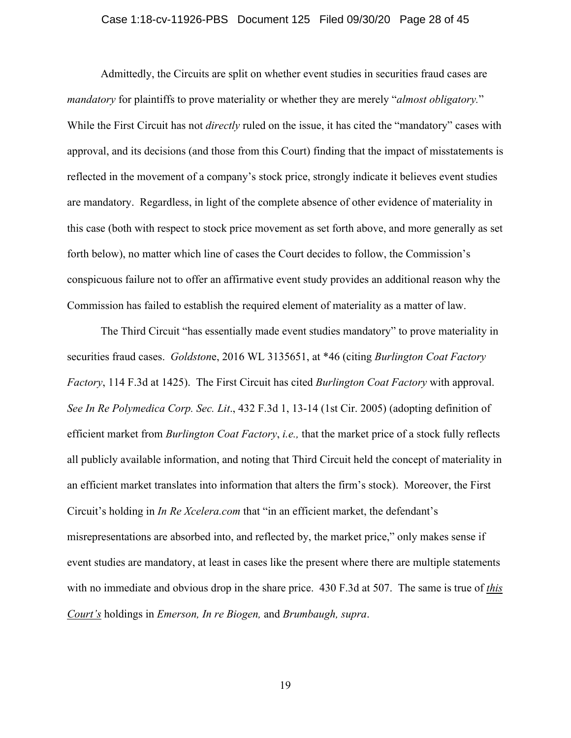Admittedly, the Circuits are split on whether event studies in securities fraud cases are *mandatory* for plaintiffs to prove materiality or whether they are merely "*almost obligatory.*" While the First Circuit has not *directly* ruled on the issue, it has cited the "mandatory" cases with approval, and its decisions (and those from this Court) finding that the impact of misstatements is reflected in the movement of a company's stock price, strongly indicate it believes event studies are mandatory. Regardless, in light of the complete absence of other evidence of materiality in this case (both with respect to stock price movement as set forth above, and more generally as set forth below), no matter which line of cases the Court decides to follow, the Commission's conspicuous failure not to offer an affirmative event study provides an additional reason why the Commission has failed to establish the required element of materiality as a matter of law.

The Third Circuit "has essentially made event studies mandatory" to prove materiality in securities fraud cases. *Goldston*e, 2016 WL 3135651, at *46 (citing *Burlington Coat Factory Factory*, 114 F.3d at 1425). The First Circuit has cited *Burlington Coat Factory* with approval. *See In Re Polymedica Corp. Sec. Lit*., 432 F.3d 1, 13-14 (1st Cir. 2005) (adopting definition of efficient market from *Burlington Coat Factory*, *i.e.,* that the market price of a stock fully reflects all publicly available information, and noting that Third Circuit held the concept of materiality in an efficient market translates into information that alters the firm's stock). Moreover, the First Circuit's holding in *In Re Xcelera.com* that "in an efficient market, the defendant's misrepresentations are absorbed into, and reflected by, the market price," only makes sense if event studies are mandatory, at least in cases like the present where there are multiple statements with no immediate and obvious drop in the share price. 430 F.3d at 507. The same is true of ***this Court's*** holdings in *Emerson, In re Biogen,* and *Brumbaugh, supra*.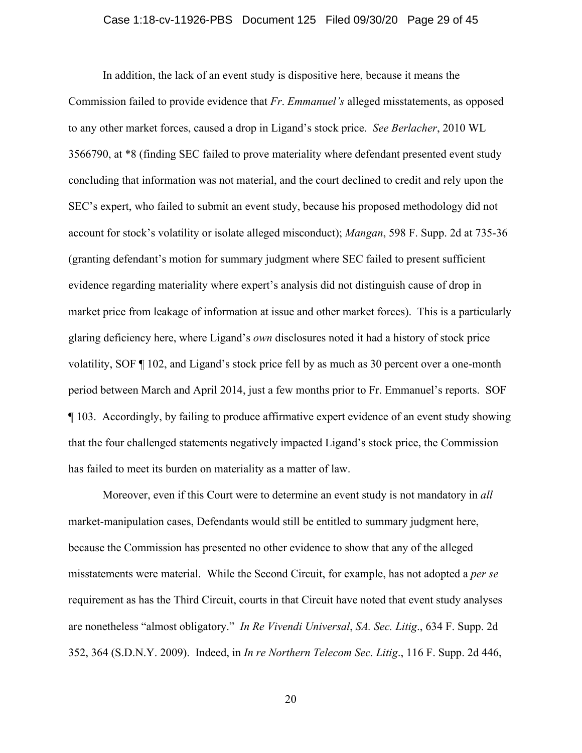In addition, the lack of an event study is dispositive here, because it means the Commission failed to provide evidence that *Fr. Emmanuel's* alleged misstatements, as opposed to any other market forces, caused a drop in Ligand's stock price. *See Berlacher*, 2010 WL 3566790, at *8 (finding SEC failed to prove materiality where defendant presented event study concluding that information was not material, and the court declined to credit and rely upon the SEC's expert, who failed to submit an event study, because his proposed methodology did not account for stock's volatility or isolate alleged misconduct); *Mangan*, 598 F. Supp. 2d at 735-36 (granting defendant's motion for summary judgment where SEC failed to present sufficient evidence regarding materiality where expert's analysis did not distinguish cause of drop in market price from leakage of information at issue and other market forces). This is a particularly glaring deficiency here, where Ligand's *own* disclosures noted it had a history of stock price volatility, SOF ¶ 102, and Ligand's stock price fell by as much as 30 percent over a one-month period between March and April 2014, just a few months prior to Fr. Emmanuel's reports. SOF ¶ 103. Accordingly, by failing to produce affirmative expert evidence of an event study showing that the four challenged statements negatively impacted Ligand's stock price, the Commission has failed to meet its burden on materiality as a matter of law.

Moreover, even if this Court were to determine an event study is not mandatory in *all* market-manipulation cases, Defendants would still be entitled to summary judgment here, because the Commission has presented no other evidence to show that any of the alleged misstatements were material. While the Second Circuit, for example, has not adopted a *per se* requirement as has the Third Circuit, courts in that Circuit have noted that event study analyses are nonetheless "almost obligatory." *In Re Vivendi Universal*, *SA. Sec. Litig*., 634 F. Supp. 2d 352, 364 (S.D.N.Y. 2009). Indeed, in *In re Northern Telecom Sec. Litig*., 116 F. Supp. 2d 446,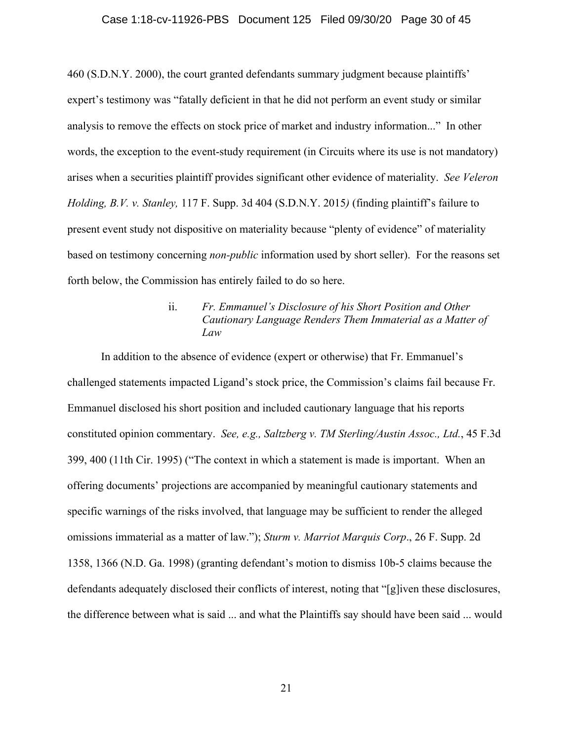460 (S.D.N.Y. 2000), the court granted defendants summary judgment because plaintiffs' expert's testimony was "fatally deficient in that he did not perform an event study or similar analysis to remove the effects on stock price of market and industry information..." In other words, the exception to the event-study requirement (in Circuits where its use is not mandatory) arises when a securities plaintiff provides significant other evidence of materiality. *See Veleron Holding, B.V. v. Stanley,* 117 F. Supp. 3d 404 (S.D.N.Y. 2015) (finding plaintiff's failure to present event study not dispositive on materiality because "plenty of evidence" of materiality based on testimony concerning *non-public* information used by short seller). For the reasons set forth below, the Commission has entirely failed to do so here.

ii. *Fr. Emmanuel's Disclosure of his Short Position and Other Cautionary Language Renders Them Immaterial as a Matter of Law*

In addition to the absence of evidence (expert or otherwise) that Fr. Emmanuel's challenged statements impacted Ligand's stock price, the Commission's claims fail because Fr. Emmanuel disclosed his short position and included cautionary language that his reports constituted opinion commentary. *See, e.g., Saltzberg v. TM Sterling/Austin Assoc., Ltd.*, 45 F.3d 399, 400 (11th Cir. 1995) ("The context in which a statement is made is important. When an offering documents' projections are accompanied by meaningful cautionary statements and specific warnings of the risks involved, that language may be sufficient to render the alleged omissions immaterial as a matter of law."); *Sturm v. Marriot Marquis Corp*., 26 F. Supp. 2d 1358, 1366 (N.D. Ga. 1998) (granting defendant's motion to dismiss 10b-5 claims because the defendants adequately disclosed their conflicts of interest, noting that "[g]iven these disclosures, the difference between what is said ... and what the Plaintiffs say should have been said ... would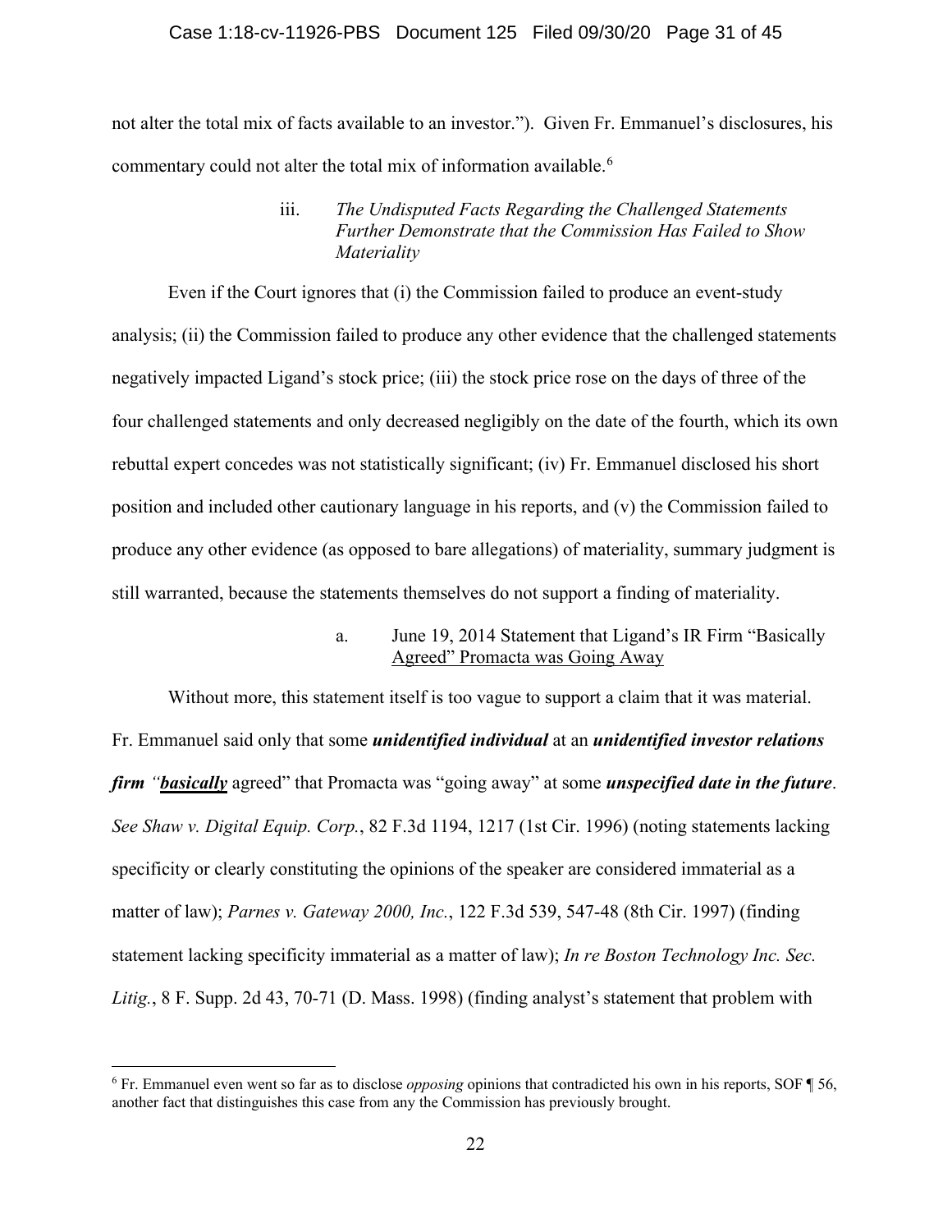not alter the total mix of facts available to an investor."). Given Fr. Emmanuel's disclosures, his commentary could not alter the total mix of information available.[6]

#### iii. *The Undisputed Facts Regarding the Challenged Statements Further Demonstrate that the Commission Has Failed to Show Materiality*

Even if the Court ignores that (i) the Commission failed to produce an event-study analysis; (ii) the Commission failed to produce any other evidence that the challenged statements negatively impacted Ligand's stock price; (iii) the stock price rose on the days of three of the four challenged statements and only decreased negligibly on the date of the fourth, which its own rebuttal expert concedes was not statistically significant; (iv) Fr. Emmanuel disclosed his short position and included other cautionary language in his reports, and (v) the Commission failed to produce any other evidence (as opposed to bare allegations) of materiality, summary judgment is still warranted, because the statements themselves do not support a finding of materiality.

##### a. June 19, 2014 Statement that Ligand's IR Firm "Basically Agreed" Promacta was Going Away

Without more, this statement itself is too vague to support a claim that it was material. Fr. Emmanuel said only that some ***unidentified individual*** at an ***unidentified investor relations firm "<u>basically</u>*** agreed" that Promacta was "going away" at some ***unspecified date in the future***. *See Shaw v. Digital Equip. Corp.*, 82 F.3d 1194, 1217 (1st Cir. 1996) (noting statements lacking specificity or clearly constituting the opinions of the speaker are considered immaterial as a matter of law); *Parnes v. Gateway 2000, Inc.*, 122 F.3d 539, 547-48 (8th Cir. 1997) (finding statement lacking specificity immaterial as a matter of law); *In re Boston Technology Inc. Sec. Litig.*, 8 F. Supp. 2d 43, 70-71 (D. Mass. 1998) (finding analyst's statement that problem with

[6] Fr. Emmanuel even went so far as to disclose *opposing* opinions that contradicted his own in his reports, SOF ¶ 56, another fact that distinguishes this case from any the Commission has previously brought.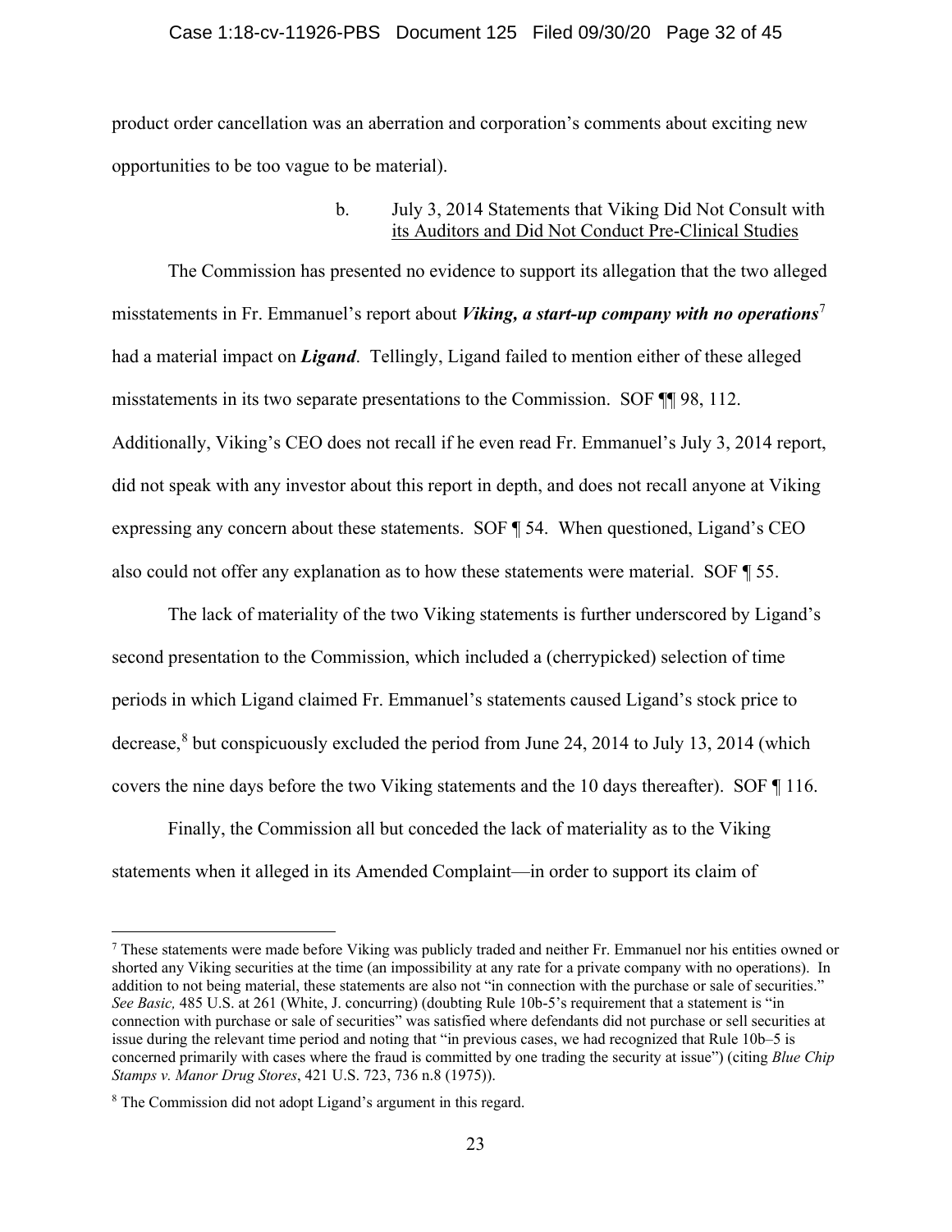product order cancellation was an aberration and corporation's comments about exciting new opportunities to be too vague to be material).

b. July 3, 2014 Statements that Viking Did Not Consult with its Auditors and Did Not Conduct Pre-Clinical Studies

The Commission has presented no evidence to support its allegation that the two alleged misstatements in Fr. Emmanuel's report about ***Viking, a start-up company with no operations***[7] had a material impact on ***Ligand***. Tellingly, Ligand failed to mention either of these alleged misstatements in its two separate presentations to the Commission. SOF ¶¶ 98, 112. Additionally, Viking's CEO does not recall if he even read Fr. Emmanuel's July 3, 2014 report, did not speak with any investor about this report in depth, and does not recall anyone at Viking expressing any concern about these statements. SOF ¶ 54. When questioned, Ligand's CEO also could not offer any explanation as to how these statements were material. SOF ¶ 55.

The lack of materiality of the two Viking statements is further underscored by Ligand's second presentation to the Commission, which included a (cherrypicked) selection of time periods in which Ligand claimed Fr. Emmanuel's statements caused Ligand's stock price to decrease,[8] but conspicuously excluded the period from June 24, 2014 to July 13, 2014 (which covers the nine days before the two Viking statements and the 10 days thereafter). SOF ¶ 116.

Finally, the Commission all but conceded the lack of materiality as to the Viking statements when it alleged in its Amended Complaint—in order to support its claim of

[7] These statements were made before Viking was publicly traded and neither Fr. Emmanuel nor his entities owned or shorted any Viking securities at the time (an impossibility at any rate for a private company with no operations). In addition to not being material, these statements are also not "in connection with the purchase or sale of securities." *See Basic,* 485 U.S. at 261 (White, J. concurring) (doubting Rule 10b-5's requirement that a statement is "in connection with purchase or sale of securities" was satisfied where defendants did not purchase or sell securities at issue during the relevant time period and noting that "in previous cases, we had recognized that Rule 10b–5 is concerned primarily with cases where the fraud is committed by one trading the security at issue") (citing *Blue Chip Stamps v. Manor Drug Stores*, 421 U.S. 723, 736 n.8 (1975)).

[8] The Commission did not adopt Ligand's argument in this regard.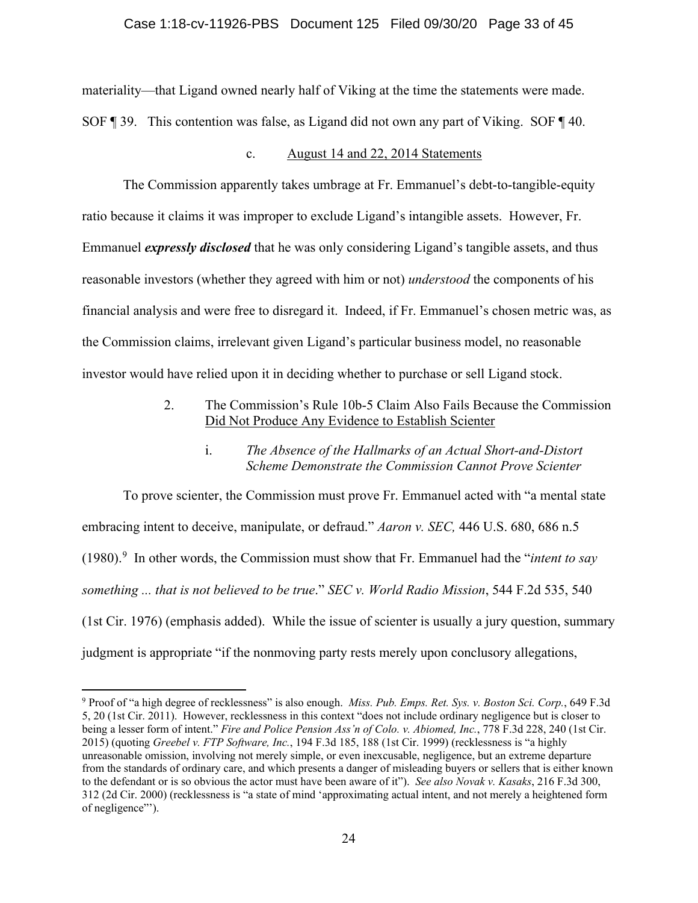materiality—that Ligand owned nearly half of Viking at the time the statements were made. SOF ¶ 39. This contention was false, as Ligand did not own any part of Viking. SOF ¶ 40.

c. August 14 and 22, 2014 Statements

The Commission apparently takes umbrage at Fr. Emmanuel's debt-to-tangible-equity ratio because it claims it was improper to exclude Ligand's intangible assets. However, Fr. Emmanuel ***expressly disclosed*** that he was only considering Ligand's tangible assets, and thus reasonable investors (whether they agreed with him or not) *understood* the components of his financial analysis and were free to disregard it. Indeed, if Fr. Emmanuel's chosen metric was, as the Commission claims, irrelevant given Ligand's particular business model, no reasonable investor would have relied upon it in deciding whether to purchase or sell Ligand stock.

2. The Commission's Rule 10b-5 Claim Also Fails Because the Commission Did Not Produce Any Evidence to Establish Scienter

i. *The Absence of the Hallmarks of an Actual Short-and-Distort Scheme Demonstrate the Commission Cannot Prove Scienter*

To prove scienter, the Commission must prove Fr. Emmanuel acted with "a mental state embracing intent to deceive, manipulate, or defraud." *Aaron v. SEC,* 446 U.S. 680, 686 n.5 (1980).[9] In other words, the Commission must show that Fr. Emmanuel had the "*intent to say something ... that is not believed to be true*." *SEC v. World Radio Mission*, 544 F.2d 535, 540 (1st Cir. 1976) (emphasis added). While the issue of scienter is usually a jury question, summary judgment is appropriate "if the nonmoving party rests merely upon conclusory allegations,

---

[9] Proof of "a high degree of recklessness" is also enough. *Miss. Pub. Emps. Ret. Sys. v. Boston Sci. Corp.*, 649 F.3d 5, 20 (1st Cir. 2011). However, recklessness in this context "does not include ordinary negligence but is closer to being a lesser form of intent." *Fire and Police Pension Ass'n of Colo. v. Abiomed, Inc.*, 778 F.3d 228, 240 (1st Cir. 2015) (quoting *Greebel v. FTP Software, Inc.*, 194 F.3d 185, 188 (1st Cir. 1999) (recklessness is "a highly unreasonable omission, involving not merely simple, or even inexcusable, negligence, but an extreme departure from the standards of ordinary care, and which presents a danger of misleading buyers or sellers that is either known to the defendant or is so obvious the actor must have been aware of it"). *See also Novak v. Kasaks*, 216 F.3d 300, 312 (2d Cir. 2000) (recklessness is "a state of mind 'approximating actual intent, and not merely a heightened form of negligence"').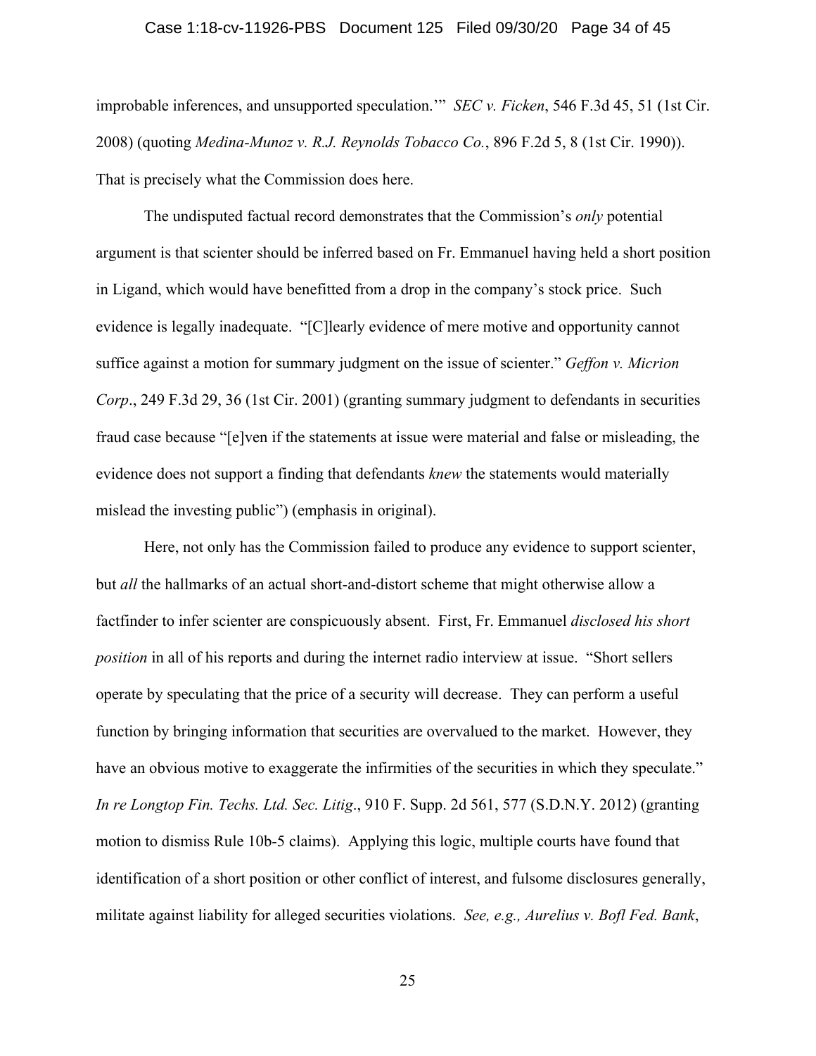improbable inferences, and unsupported speculation.'" *SEC v. Ficken*, 546 F.3d 45, 51 (1st Cir. 2008) (quoting *Medina-Munoz v. R.J. Reynolds Tobacco Co.*, 896 F.2d 5, 8 (1st Cir. 1990)). That is precisely what the Commission does here.

The undisputed factual record demonstrates that the Commission's *only* potential argument is that scienter should be inferred based on Fr. Emmanuel having held a short position in Ligand, which would have benefitted from a drop in the company's stock price. Such evidence is legally inadequate. "[C]learly evidence of mere motive and opportunity cannot suffice against a motion for summary judgment on the issue of scienter." *Geffon v. Micrion Corp*., 249 F.3d 29, 36 (1st Cir. 2001) (granting summary judgment to defendants in securities fraud case because "[e]ven if the statements at issue were material and false or misleading, the evidence does not support a finding that defendants *knew* the statements would materially mislead the investing public") (emphasis in original).

Here, not only has the Commission failed to produce any evidence to support scienter, but *all* the hallmarks of an actual short-and-distort scheme that might otherwise allow a factfinder to infer scienter are conspicuously absent. First, Fr. Emmanuel *disclosed his short position* in all of his reports and during the internet radio interview at issue. "Short sellers operate by speculating that the price of a security will decrease. They can perform a useful function by bringing information that securities are overvalued to the market. However, they have an obvious motive to exaggerate the infirmities of the securities in which they speculate." *In re Longtop Fin. Techs. Ltd. Sec. Litig*., 910 F. Supp. 2d 561, 577 (S.D.N.Y. 2012) (granting motion to dismiss Rule 10b-5 claims). Applying this logic, multiple courts have found that identification of a short position or other conflict of interest, and fulsome disclosures generally, militate against liability for alleged securities violations. *See, e.g., Aurelius v. Bofl Fed. Bank*,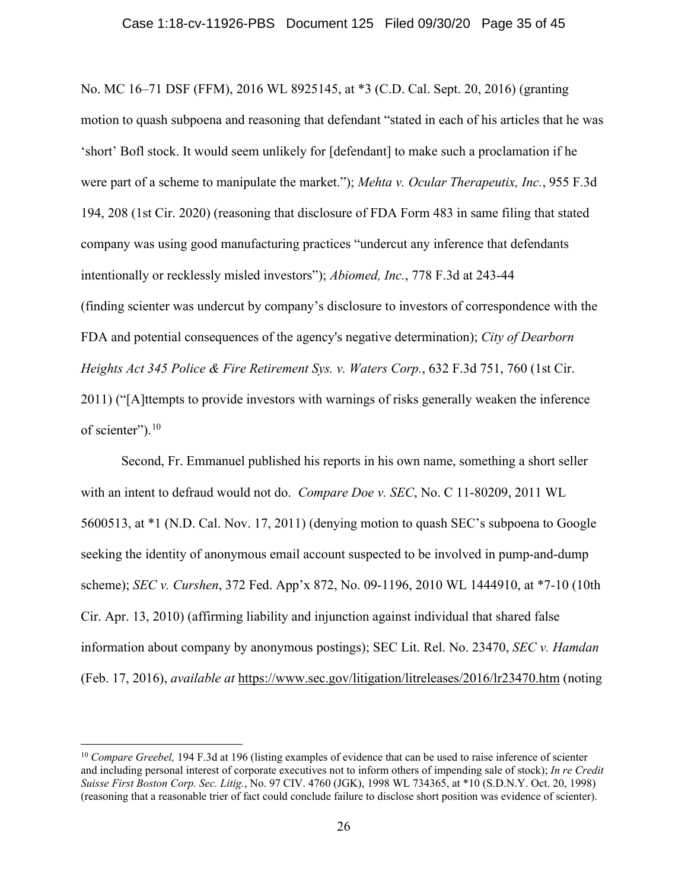No. MC 16–71 DSF (FFM), 2016 WL 8925145, at *3 (C.D. Cal. Sept. 20, 2016) (granting motion to quash subpoena and reasoning that defendant "stated in each of his articles that he was 'short' BofI stock. It would seem unlikely for [defendant] to make such a proclamation if he were part of a scheme to manipulate the market."); *Mehta v. Ocular Therapeutix, Inc.*, 955 F.3d 194, 208 (1st Cir. 2020) (reasoning that disclosure of FDA Form 483 in same filing that stated company was using good manufacturing practices "undercut any inference that defendants intentionally or recklessly misled investors"); *Abiomed, Inc.*, 778 F.3d at 243-44 (finding scienter was undercut by company's disclosure to investors of correspondence with the FDA and potential consequences of the agency's negative determination); *City of Dearborn Heights Act 345 Police & Fire Retirement Sys. v. Waters Corp.*, 632 F.3d 751, 760 (1st Cir. 2011) ("[A]ttempts to provide investors with warnings of risks generally weaken the inference of scienter").[10]

Second, Fr. Emmanuel published his reports in his own name, something a short seller with an intent to defraud would not do. *Compare Doe v. SEC*, No. C 11-80209, 2011 WL 5600513, at *1 (N.D. Cal. Nov. 17, 2011) (denying motion to quash SEC's subpoena to Google seeking the identity of anonymous email account suspected to be involved in pump-and-dump scheme); *SEC v. Curshen*, 372 Fed. App'x 872, No. 09-1196, 2010 WL 1444910, at *7-10 (10th Cir. Apr. 13, 2010) (affirming liability and injunction against individual that shared false information about company by anonymous postings); SEC Lit. Rel. No. 23470, *SEC v. Hamdan* (Feb. 17, 2016), *available at* https://www.sec.gov/litigation/litreleases/2016/lr23470.htm (noting

---

[10] *Compare Greebel,* 194 F.3d at 196 (listing examples of evidence that can be used to raise inference of scienter and including personal interest of corporate executives not to inform others of impending sale of stock); *In re Credit Suisse First Boston Corp. Sec. Litig.*, No. 97 CIV. 4760 (JGK), 1998 WL 734365, at *10 (S.D.N.Y. Oct. 20, 1998) (reasoning that a reasonable trier of fact could conclude failure to disclose short position was evidence of scienter).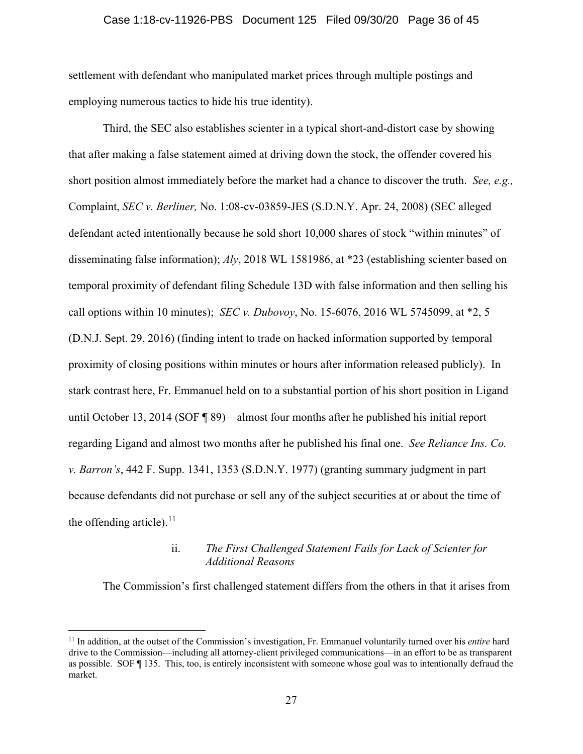settlement with defendant who manipulated market prices through multiple postings and employing numerous tactics to hide his true identity).

Third, the SEC also establishes scienter in a typical short-and-distort case by showing that after making a false statement aimed at driving down the stock, the offender covered his short position almost immediately before the market had a chance to discover the truth. *See, e.g.,* Complaint, *SEC v. Berliner,* No. 1:08-cv-03859-JES (S.D.N.Y. Apr. 24, 2008) (SEC alleged defendant acted intentionally because he sold short 10,000 shares of stock "within minutes" of disseminating false information); *Aly*, 2018 WL 1581986, at *23 (establishing scienter based on temporal proximity of defendant filing Schedule 13D with false information and then selling his call options within 10 minutes); *SEC v. Dubovoy*, No. 15-6076, 2016 WL 5745099, at *2, 5 (D.N.J. Sept. 29, 2016) (finding intent to trade on hacked information supported by temporal proximity of closing positions within minutes or hours after information released publicly). In stark contrast here, Fr. Emmanuel held on to a substantial portion of his short position in Ligand until October 13, 2014 (SOF ¶ 89)—almost four months after he published his initial report regarding Ligand and almost two months after he published his final one. *See Reliance Ins. Co. v. Barron's*, 442 F. Supp. 1341, 1353 (S.D.N.Y. 1977) (granting summary judgment in part because defendants did not purchase or sell any of the subject securities at or about the time of the offending article).[11]

#### ii. *The First Challenged Statement Fails for Lack of Scienter for Additional Reasons*

The Commission's first challenged statement differs from the others in that it arises from

[11] In addition, at the outset of the Commission's investigation, Fr. Emmanuel voluntarily turned over his *entire* hard drive to the Commission—including all attorney-client privileged communications—in an effort to be as transparent as possible. SOF ¶ 135. This, too, is entirely inconsistent with someone whose goal was to intentionally defraud the market.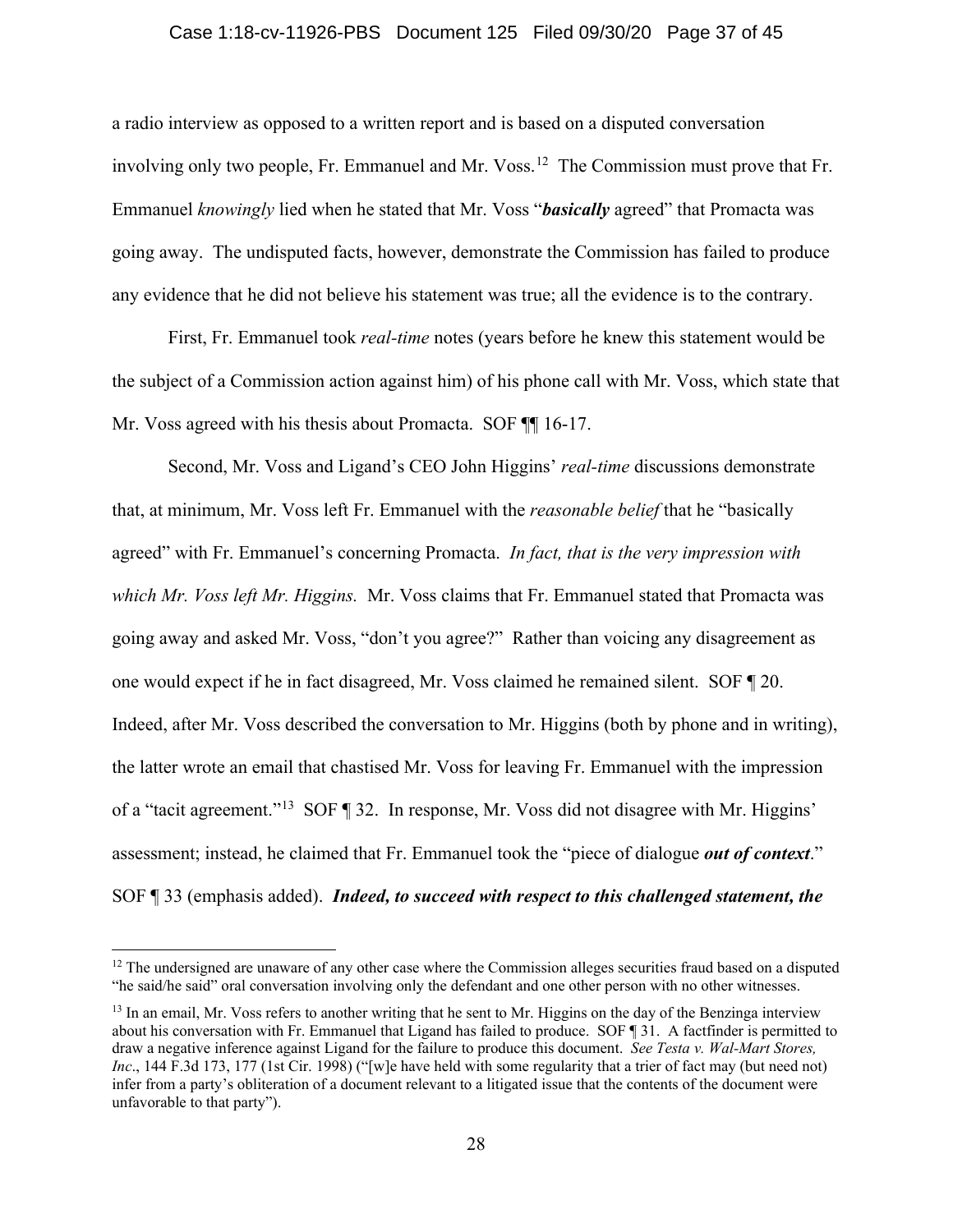a radio interview as opposed to a written report and is based on a disputed conversation involving only two people, Fr. Emmanuel and Mr. Voss.[12] The Commission must prove that Fr. Emmanuel *knowingly* lied when he stated that Mr. Voss "***basically*** agreed" that Promacta was going away. The undisputed facts, however, demonstrate the Commission has failed to produce any evidence that he did not believe his statement was true; all the evidence is to the contrary.

First, Fr. Emmanuel took *real-time* notes (years before he knew this statement would be the subject of a Commission action against him) of his phone call with Mr. Voss, which state that Mr. Voss agreed with his thesis about Promacta. SOF ¶¶ 16-17.

Second, Mr. Voss and Ligand's CEO John Higgins' *real-time* discussions demonstrate that, at minimum, Mr. Voss left Fr. Emmanuel with the *reasonable belief* that he "basically agreed" with Fr. Emmanuel's concerning Promacta. *In fact, that is the very impression with which Mr. Voss left Mr. Higgins.* Mr. Voss claims that Fr. Emmanuel stated that Promacta was going away and asked Mr. Voss, "don't you agree?" Rather than voicing any disagreement as one would expect if he in fact disagreed, Mr. Voss claimed he remained silent. SOF ¶ 20. Indeed, after Mr. Voss described the conversation to Mr. Higgins (both by phone and in writing), the latter wrote an email that chastised Mr. Voss for leaving Fr. Emmanuel with the impression of a "tacit agreement."[13] SOF ¶ 32. In response, Mr. Voss did not disagree with Mr. Higgins' assessment; instead, he claimed that Fr. Emmanuel took the "piece of dialogue ***out of context***." SOF ¶ 33 (emphasis added). ***Indeed, to succeed with respect to this challenged statement, the***

---

[12] The undersigned are unaware of any other case where the Commission alleges securities fraud based on a disputed "he said/he said" oral conversation involving only the defendant and one other person with no other witnesses.

[13] In an email, Mr. Voss refers to another writing that he sent to Mr. Higgins on the day of the Benzinga interview about his conversation with Fr. Emmanuel that Ligand has failed to produce. SOF ¶ 31. A factfinder is permitted to draw a negative inference against Ligand for the failure to produce this document. *See Testa v. Wal-Mart Stores, Inc*., 144 F.3d 173, 177 (1st Cir. 1998) ("[w]e have held with some regularity that a trier of fact may (but need not) infer from a party's obliteration of a document relevant to a litigated issue that the contents of the document were unfavorable to that party").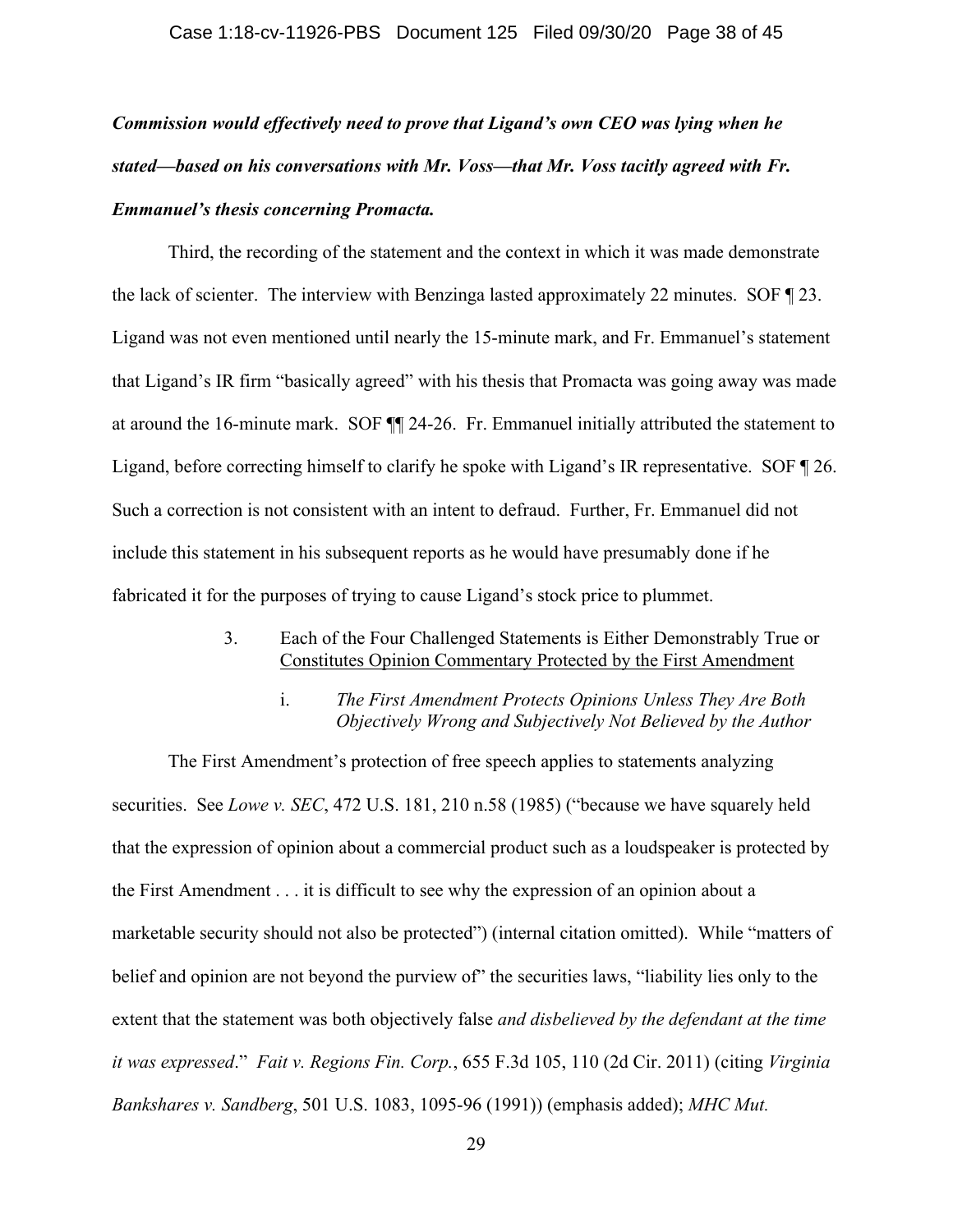***Commission would effectively need to prove that Ligand's own CEO was lying when he stated—based on his conversations with Mr. Voss—that Mr. Voss tacitly agreed with Fr. Emmanuel's thesis concerning Promacta.***

Third, the recording of the statement and the context in which it was made demonstrate the lack of scienter. The interview with Benzinga lasted approximately 22 minutes. SOF ¶ 23. Ligand was not even mentioned until nearly the 15-minute mark, and Fr. Emmanuel's statement that Ligand's IR firm "basically agreed" with his thesis that Promacta was going away was made at around the 16-minute mark. SOF ¶¶ 24-26. Fr. Emmanuel initially attributed the statement to Ligand, before correcting himself to clarify he spoke with Ligand's IR representative. SOF ¶ 26. Such a correction is not consistent with an intent to defraud. Further, Fr. Emmanuel did not include this statement in his subsequent reports as he would have presumably done if he fabricated it for the purposes of trying to cause Ligand's stock price to plummet.

3. Each of the Four Challenged Statements is Either Demonstrably True or Constitutes Opinion Commentary Protected by the First Amendment

i. *The First Amendment Protects Opinions Unless They Are Both Objectively Wrong and Subjectively Not Believed by the Author*

The First Amendment's protection of free speech applies to statements analyzing securities. See *Lowe v. SEC*, 472 U.S. 181, 210 n.58 (1985) ("because we have squarely held that the expression of opinion about a commercial product such as a loudspeaker is protected by the First Amendment . . . it is difficult to see why the expression of an opinion about a marketable security should not also be protected") (internal citation omitted). While "matters of belief and opinion are not beyond the purview of" the securities laws, "liability lies only to the extent that the statement was both objectively false *and disbelieved by the defendant at the time it was expressed*." *Fait v. Regions Fin. Corp.*, 655 F.3d 105, 110 (2d Cir. 2011) (citing *Virginia Bankshares v. Sandberg*, 501 U.S. 1083, 1095-96 (1991)) (emphasis added); *MHC Mut.*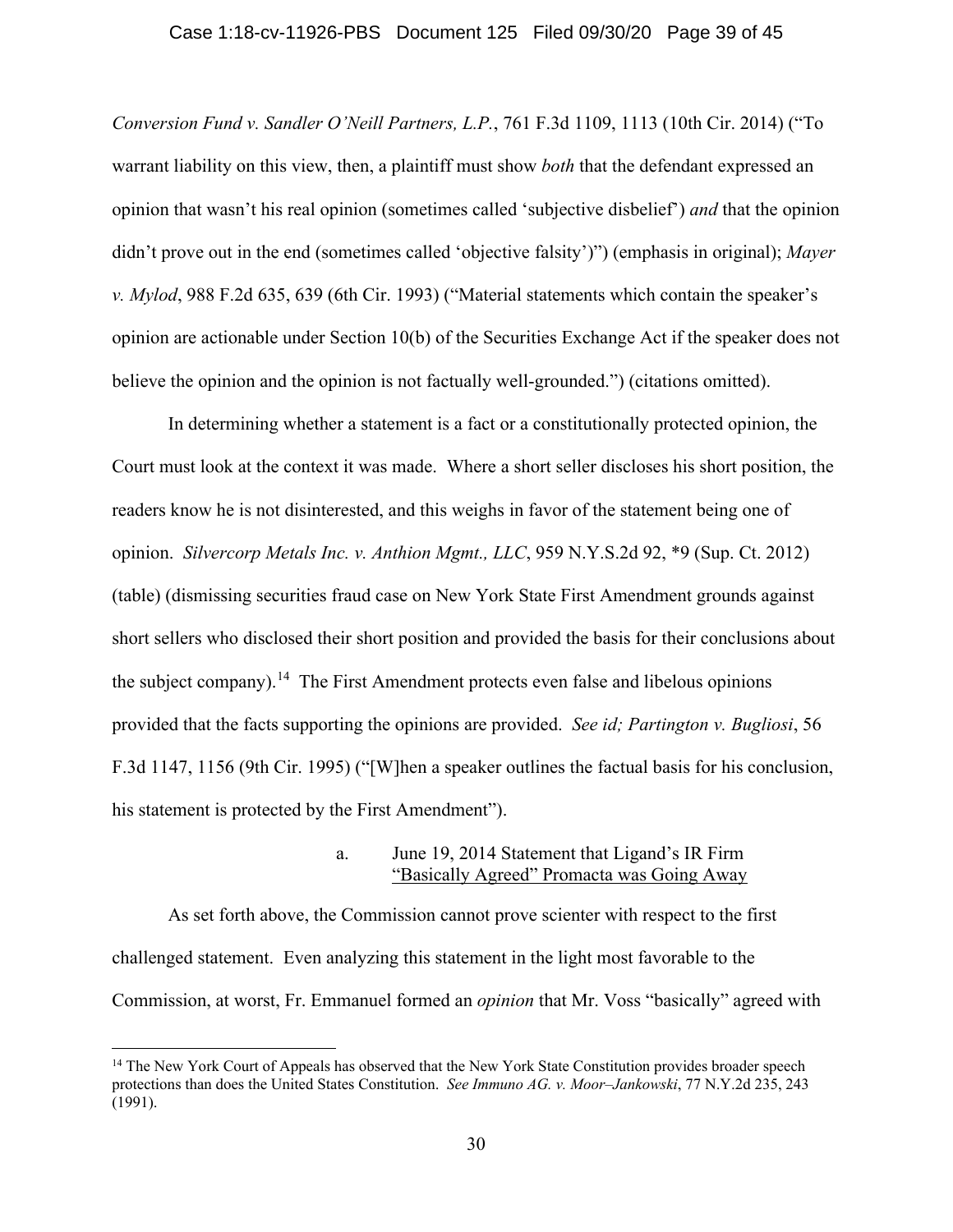*Conversion Fund v. Sandler O'Neill Partners, L.P.*, 761 F.3d 1109, 1113 (10th Cir. 2014) ("To warrant liability on this view, then, a plaintiff must show *both* that the defendant expressed an opinion that wasn't his real opinion (sometimes called 'subjective disbelief') *and* that the opinion didn't prove out in the end (sometimes called 'objective falsity')") (emphasis in original); *Mayer v. Mylod*, 988 F.2d 635, 639 (6th Cir. 1993) ("Material statements which contain the speaker's opinion are actionable under Section 10(b) of the Securities Exchange Act if the speaker does not believe the opinion and the opinion is not factually well-grounded.") (citations omitted).

In determining whether a statement is a fact or a constitutionally protected opinion, the Court must look at the context it was made. Where a short seller discloses his short position, the readers know he is not disinterested, and this weighs in favor of the statement being one of opinion. *Silvercorp Metals Inc. v. Anthion Mgmt., LLC*, 959 N.Y.S.2d 92, *9 (Sup. Ct. 2012) (table) (dismissing securities fraud case on New York State First Amendment grounds against short sellers who disclosed their short position and provided the basis for their conclusions about the subject company).[14] The First Amendment protects even false and libelous opinions provided that the facts supporting the opinions are provided. *See id; Partington v. Bugliosi*, 56 F.3d 1147, 1156 (9th Cir. 1995) ("[W]hen a speaker outlines the factual basis for his conclusion, his statement is protected by the First Amendment").

a. <u>June 19, 2014 Statement that Ligand's IR Firm "Basically Agreed" Promacta was Going Away</u>

As set forth above, the Commission cannot prove scienter with respect to the first challenged statement. Even analyzing this statement in the light most favorable to the Commission, at worst, Fr. Emmanuel formed an *opinion* that Mr. Voss "basically" agreed with

[14] The New York Court of Appeals has observed that the New York State Constitution provides broader speech protections than does the United States Constitution. *See Immuno AG. v. Moor–Jankowski*, 77 N.Y.2d 235, 243 (1991).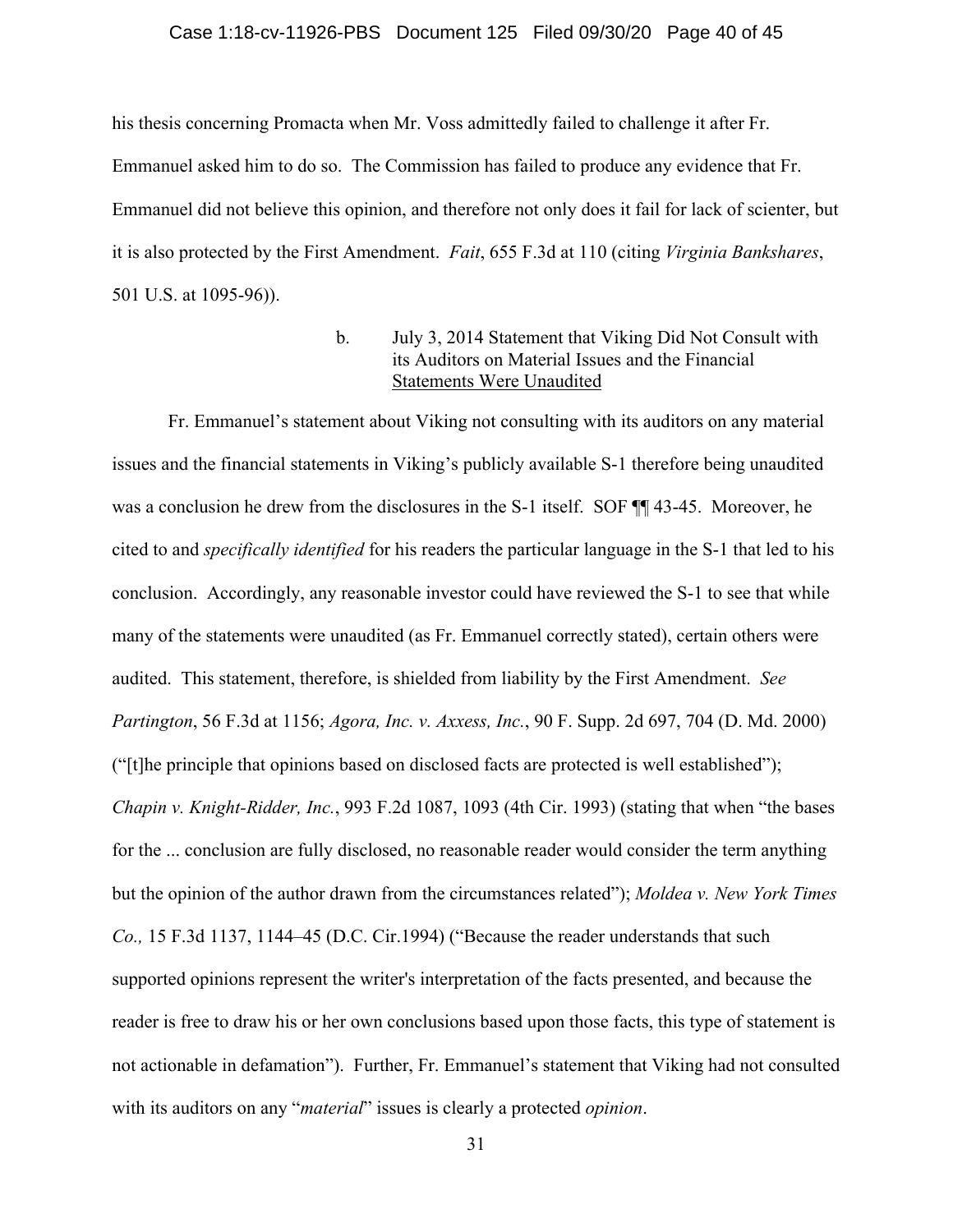his thesis concerning Promacta when Mr. Voss admittedly failed to challenge it after Fr. Emmanuel asked him to do so. The Commission has failed to produce any evidence that Fr. Emmanuel did not believe this opinion, and therefore not only does it fail for lack of scienter, but it is also protected by the First Amendment. *Fait*, 655 F.3d at 110 (citing *Virginia Bankshares*, 501 U.S. at 1095-96)).

b. July 3, 2014 Statement that Viking Did Not Consult with its Auditors on Material Issues and the Financial Statements Were Unaudited

Fr. Emmanuel's statement about Viking not consulting with its auditors on any material issues and the financial statements in Viking's publicly available S-1 therefore being unaudited was a conclusion he drew from the disclosures in the S-1 itself. SOF ¶¶ 43-45. Moreover, he cited to and *specifically identified* for his readers the particular language in the S-1 that led to his conclusion. Accordingly, any reasonable investor could have reviewed the S-1 to see that while many of the statements were unaudited (as Fr. Emmanuel correctly stated), certain others were audited. This statement, therefore, is shielded from liability by the First Amendment. *See Partington*, 56 F.3d at 1156; *Agora, Inc. v. Axxess, Inc.*, 90 F. Supp. 2d 697, 704 (D. Md. 2000) ("[t]he principle that opinions based on disclosed facts are protected is well established"); *Chapin v. Knight-Ridder, Inc.*, 993 F.2d 1087, 1093 (4th Cir. 1993) (stating that when "the bases for the ... conclusion are fully disclosed, no reasonable reader would consider the term anything but the opinion of the author drawn from the circumstances related"); *Moldea v. New York Times Co.,* 15 F.3d 1137, 1144–45 (D.C. Cir.1994) ("Because the reader understands that such supported opinions represent the writer's interpretation of the facts presented, and because the reader is free to draw his or her own conclusions based upon those facts, this type of statement is not actionable in defamation"). Further, Fr. Emmanuel's statement that Viking had not consulted with its auditors on any "*material*" issues is clearly a protected *opinion*.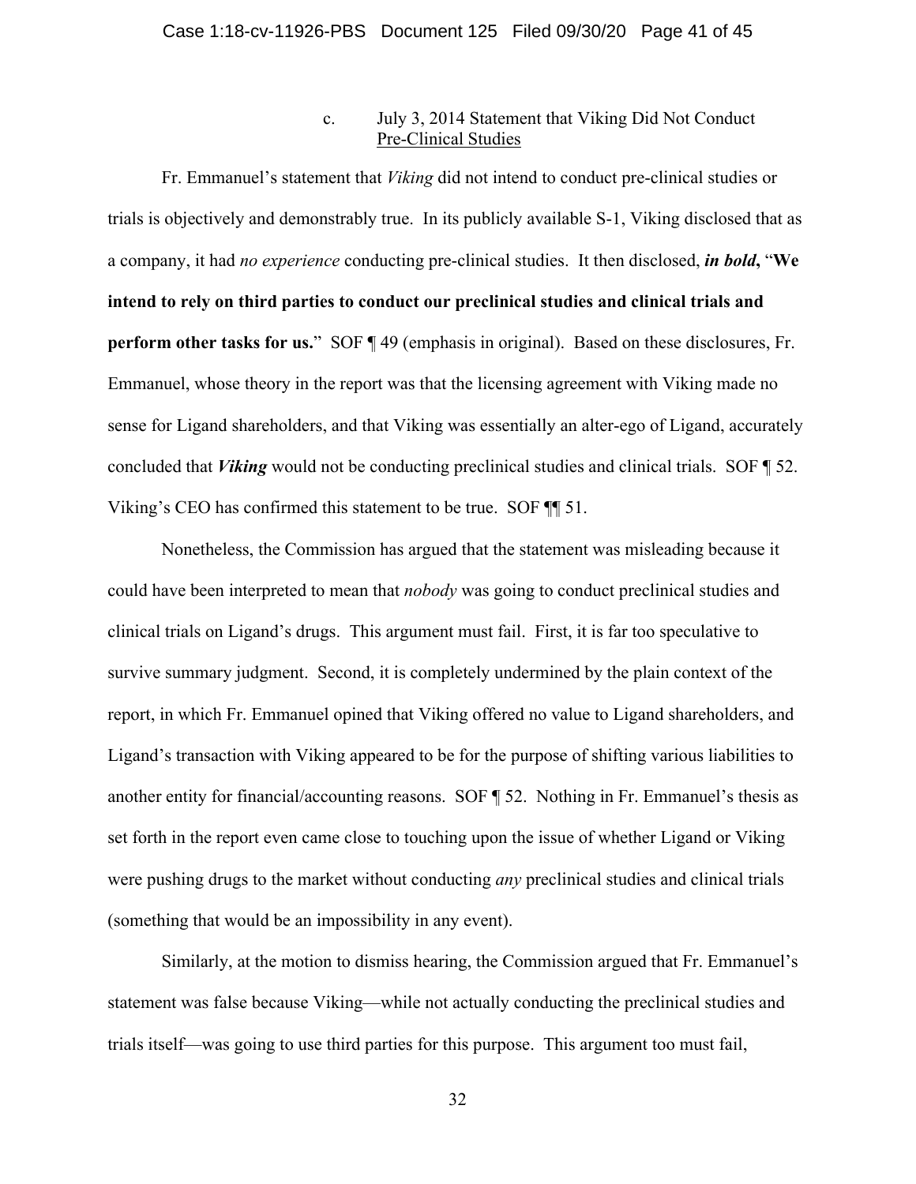c. July 3, 2014 Statement that Viking Did Not Conduct Pre-Clinical Studies

Fr. Emmanuel's statement that *Viking* did not intend to conduct pre-clinical studies or trials is objectively and demonstrably true. In its publicly available S-1, Viking disclosed that as a company, it had *no experience* conducting pre-clinical studies. It then disclosed, ***in bold***, "**We intend to rely on third parties to conduct our preclinical studies and clinical trials and perform other tasks for us.**" SOF ¶ 49 (emphasis in original). Based on these disclosures, Fr. Emmanuel, whose theory in the report was that the licensing agreement with Viking made no sense for Ligand shareholders, and that Viking was essentially an alter-ego of Ligand, accurately concluded that ***Viking*** would not be conducting preclinical studies and clinical trials. SOF ¶ 52. Viking's CEO has confirmed this statement to be true. SOF ¶¶ 51.

Nonetheless, the Commission has argued that the statement was misleading because it could have been interpreted to mean that *nobody* was going to conduct preclinical studies and clinical trials on Ligand's drugs. This argument must fail. First, it is far too speculative to survive summary judgment. Second, it is completely undermined by the plain context of the report, in which Fr. Emmanuel opined that Viking offered no value to Ligand shareholders, and Ligand's transaction with Viking appeared to be for the purpose of shifting various liabilities to another entity for financial/accounting reasons. SOF ¶ 52. Nothing in Fr. Emmanuel's thesis as set forth in the report even came close to touching upon the issue of whether Ligand or Viking were pushing drugs to the market without conducting *any* preclinical studies and clinical trials (something that would be an impossibility in any event).

Similarly, at the motion to dismiss hearing, the Commission argued that Fr. Emmanuel's statement was false because Viking—while not actually conducting the preclinical studies and trials itself—was going to use third parties for this purpose. This argument too must fail,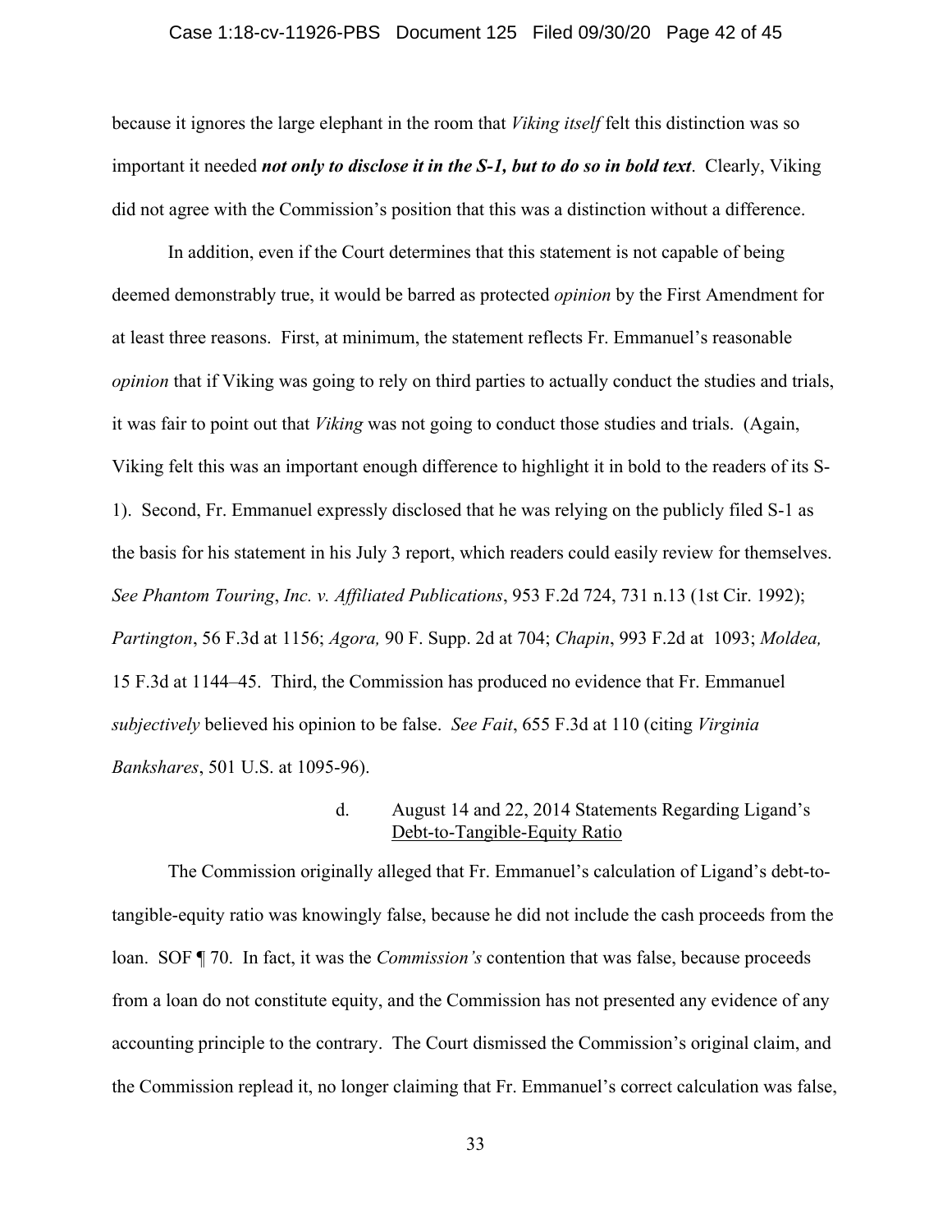because it ignores the large elephant in the room that *Viking itself* felt this distinction was so important it needed ***not only to disclose it in the S-1, but to do so in bold text***. Clearly, Viking did not agree with the Commission's position that this was a distinction without a difference.

In addition, even if the Court determines that this statement is not capable of being deemed demonstrably true, it would be barred as protected *opinion* by the First Amendment for at least three reasons. First, at minimum, the statement reflects Fr. Emmanuel's reasonable *opinion* that if Viking was going to rely on third parties to actually conduct the studies and trials, it was fair to point out that *Viking* was not going to conduct those studies and trials. (Again, Viking felt this was an important enough difference to highlight it in bold to the readers of its S-1). Second, Fr. Emmanuel expressly disclosed that he was relying on the publicly filed S-1 as the basis for his statement in his July 3 report, which readers could easily review for themselves. *See Phantom Touring*, *Inc. v. Affiliated Publications*, 953 F.2d 724, 731 n.13 (1st Cir. 1992); *Partington*, 56 F.3d at 1156; *Agora,* 90 F. Supp. 2d at 704; *Chapin*, 993 F.2d at 1093; *Moldea,* 15 F.3d at 1144–45. Third, the Commission has produced no evidence that Fr. Emmanuel *subjectively* believed his opinion to be false. *See Fait*, 655 F.3d at 110 (citing *Virginia Bankshares*, 501 U.S. at 1095-96).

#### d. August 14 and 22, 2014 Statements Regarding Ligand's Debt-to-Tangible-Equity Ratio

The Commission originally alleged that Fr. Emmanuel's calculation of Ligand's debt-to-tangible-equity ratio was knowingly false, because he did not include the cash proceeds from the loan. SOF ¶ 70. In fact, it was the *Commission's* contention that was false, because proceeds from a loan do not constitute equity, and the Commission has not presented any evidence of any accounting principle to the contrary. The Court dismissed the Commission's original claim, and the Commission replead it, no longer claiming that Fr. Emmanuel's correct calculation was false,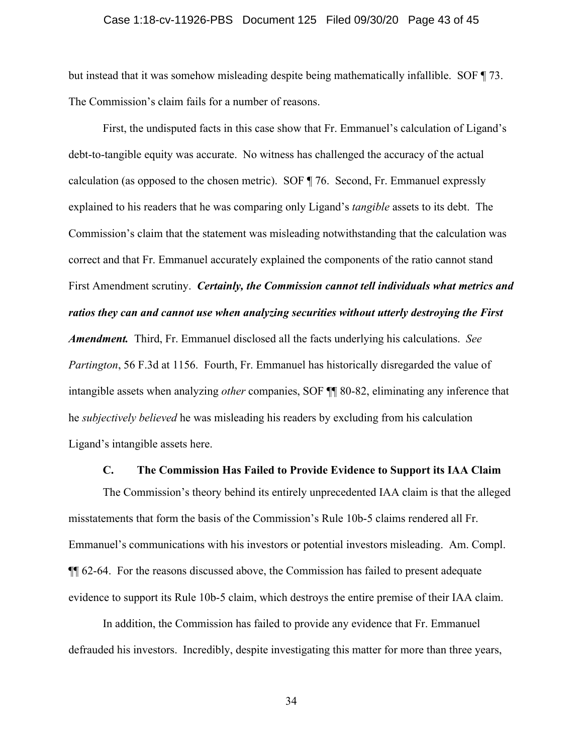but instead that it was somehow misleading despite being mathematically infallible. SOF ¶ 73. The Commission's claim fails for a number of reasons.

First, the undisputed facts in this case show that Fr. Emmanuel's calculation of Ligand's debt-to-tangible equity was accurate. No witness has challenged the accuracy of the actual calculation (as opposed to the chosen metric). SOF ¶ 76. Second, Fr. Emmanuel expressly explained to his readers that he was comparing only Ligand's *tangible* assets to its debt. The Commission's claim that the statement was misleading notwithstanding that the calculation was correct and that Fr. Emmanuel accurately explained the components of the ratio cannot stand First Amendment scrutiny. ***Certainly, the Commission cannot tell individuals what metrics and ratios they can and cannot use when analyzing securities without utterly destroying the First Amendment.*** Third, Fr. Emmanuel disclosed all the facts underlying his calculations. *See Partington*, 56 F.3d at 1156. Fourth, Fr. Emmanuel has historically disregarded the value of intangible assets when analyzing *other* companies, SOF ¶¶ 80-82, eliminating any inference that he *subjectively believed* he was misleading his readers by excluding from his calculation Ligand's intangible assets here.

### C. The Commission Has Failed to Provide Evidence to Support its IAA Claim

The Commission's theory behind its entirely unprecedented IAA claim is that the alleged misstatements that form the basis of the Commission's Rule 10b-5 claims rendered all Fr. Emmanuel's communications with his investors or potential investors misleading. Am. Compl. ¶¶ 62-64. For the reasons discussed above, the Commission has failed to present adequate evidence to support its Rule 10b-5 claim, which destroys the entire premise of their IAA claim.

In addition, the Commission has failed to provide any evidence that Fr. Emmanuel defrauded his investors. Incredibly, despite investigating this matter for more than three years,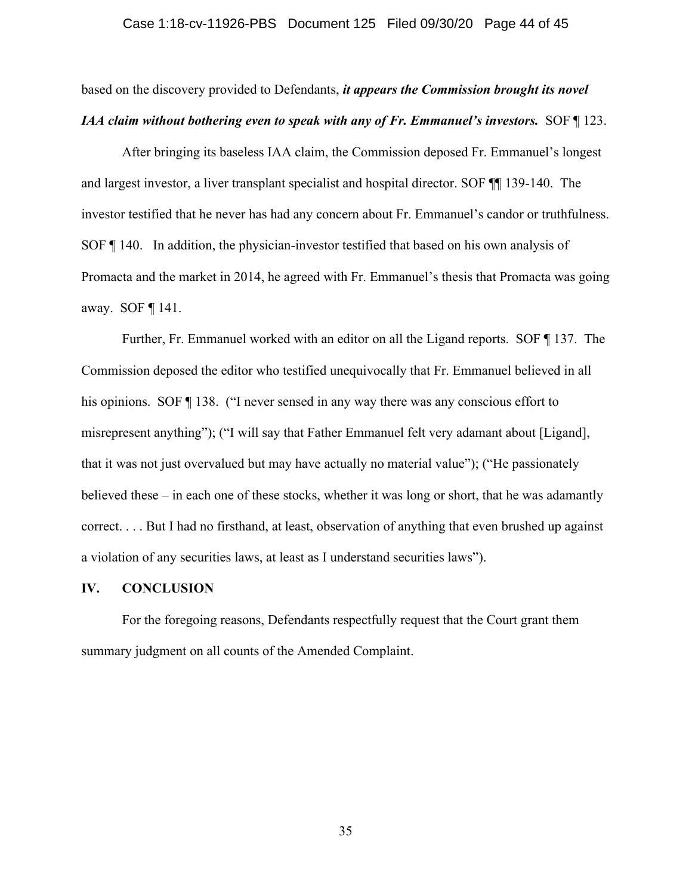based on the discovery provided to Defendants, ***it appears the Commission brought its novel IAA claim without bothering even to speak with any of Fr. Emmanuel's investors.*** SOF ¶ 123.

After bringing its baseless IAA claim, the Commission deposed Fr. Emmanuel's longest and largest investor, a liver transplant specialist and hospital director. SOF ¶¶ 139-140. The investor testified that he never has had any concern about Fr. Emmanuel's candor or truthfulness. SOF ¶ 140. In addition, the physician-investor testified that based on his own analysis of Promacta and the market in 2014, he agreed with Fr. Emmanuel's thesis that Promacta was going away. SOF ¶ 141.

Further, Fr. Emmanuel worked with an editor on all the Ligand reports. SOF ¶ 137. The Commission deposed the editor who testified unequivocally that Fr. Emmanuel believed in all his opinions. SOF ¶ 138. ("I never sensed in any way there was any conscious effort to misrepresent anything"); ("I will say that Father Emmanuel felt very adamant about [Ligand], that it was not just overvalued but may have actually no material value"); ("He passionately believed these – in each one of these stocks, whether it was long or short, that he was adamantly correct. . . . But I had no firsthand, at least, observation of anything that even brushed up against a violation of any securities laws, at least as I understand securities laws").

## IV. CONCLUSION

For the foregoing reasons, Defendants respectfully request that the Court grant them summary judgment on all counts of the Amended Complaint.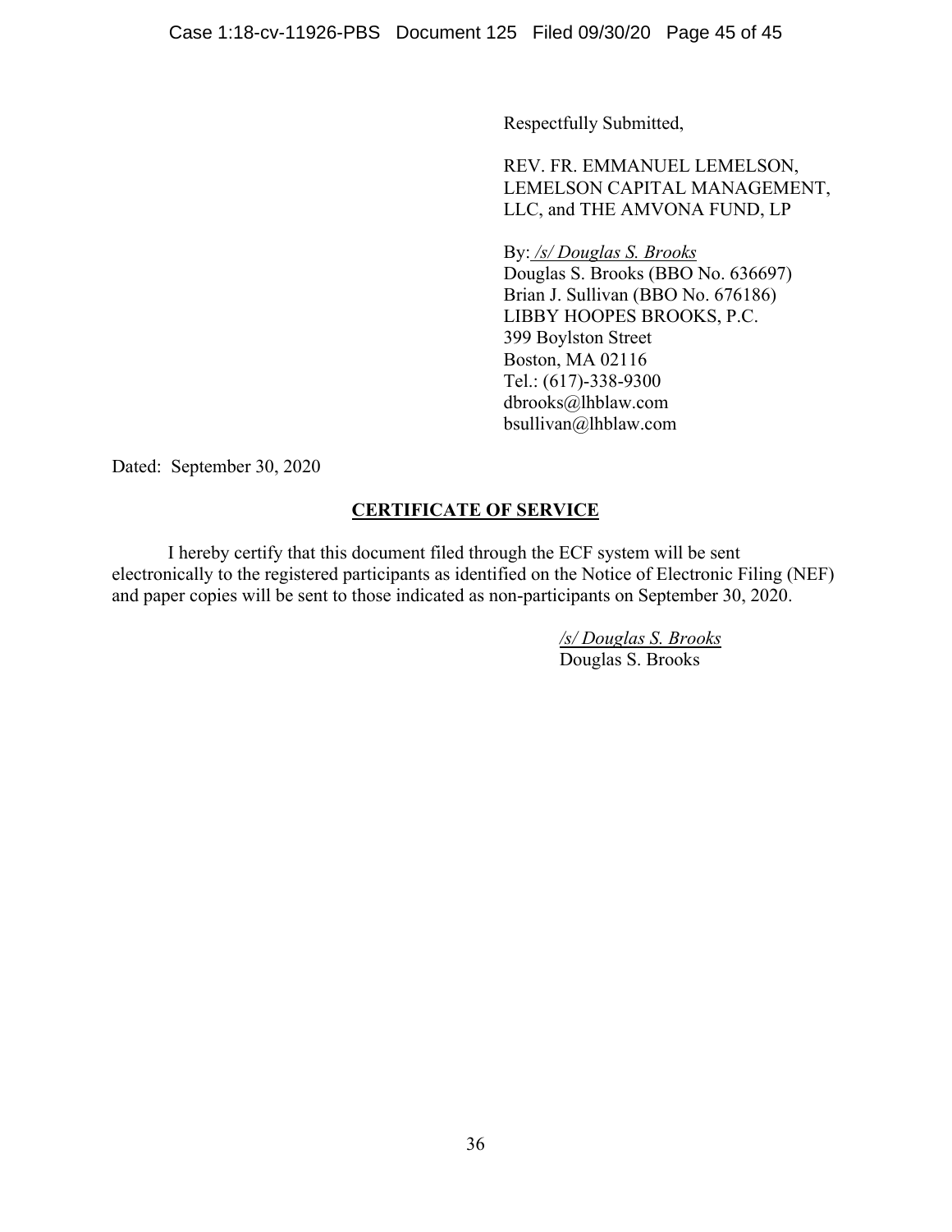Respectfully Submitted,

REV. FR. EMMANUEL LEMELSON,
LEMELSON CAPITAL MANAGEMENT,
LLC, and THE AMVONA FUND, LP

By: */s/ Douglas S. Brooks*
Douglas S. Brooks (BBO No. 636697)
Brian J. Sullivan (BBO No. 676186)
LIBBY HOOPES BROOKS, P.C.
399 Boylston Street
Boston, MA 02116
Tel.: (617)-338-9300
dbrooks@lhblaw.com
bsullivan@lhblaw.com

Dated: September 30, 2020

## CERTIFICATE OF SERVICE

I hereby certify that this document filed through the ECF system will be sent electronically to the registered participants as identified on the Notice of Electronic Filing (NEF) and paper copies will be sent to those indicated as non-participants on September 30, 2020.

*/s/ Douglas S. Brooks*
Douglas S. Brooks